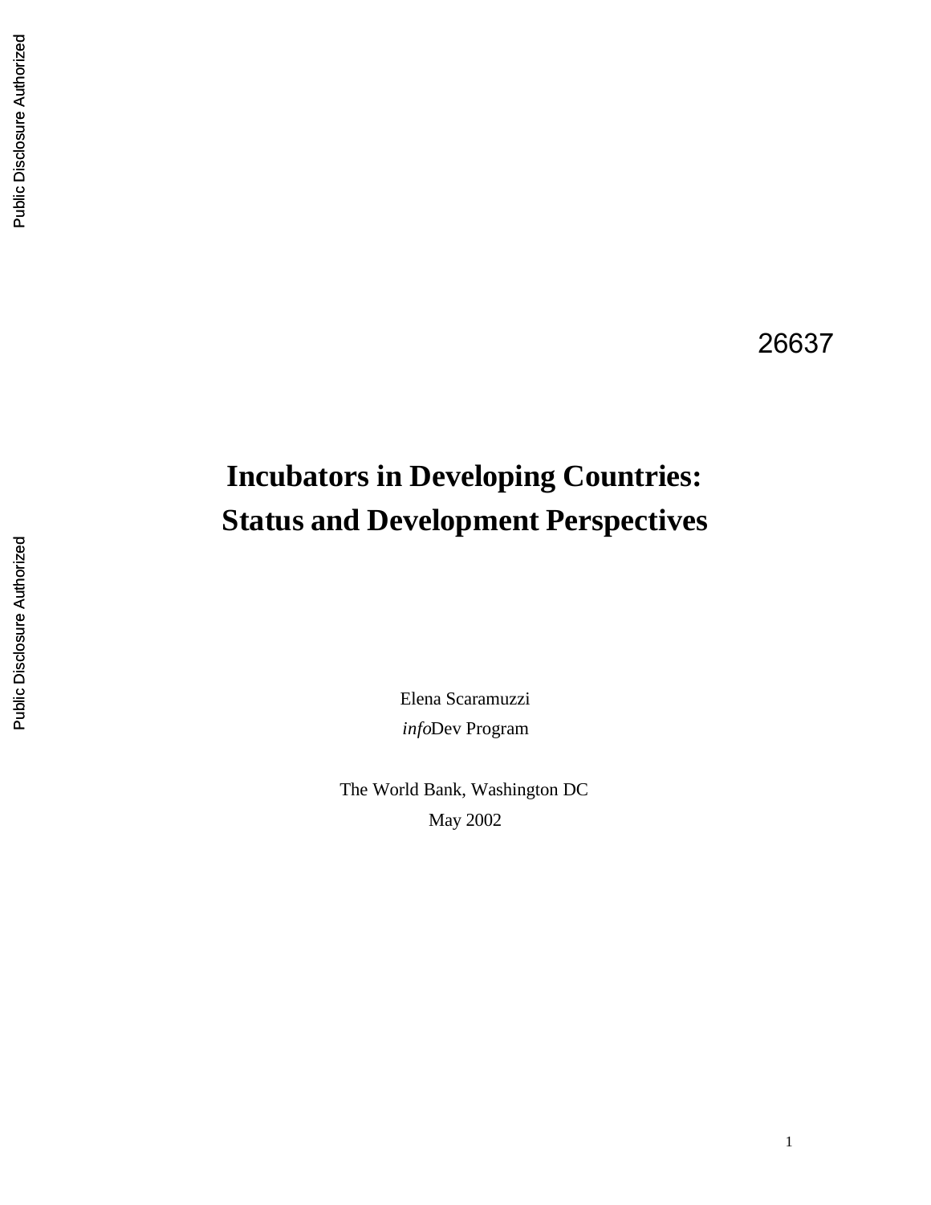26637

# Incubators in Developing Countries: Status and Development Perspectives

Elena Scaramuzzi

*info*Dev Program

The World Bank, Washington DC

May 2002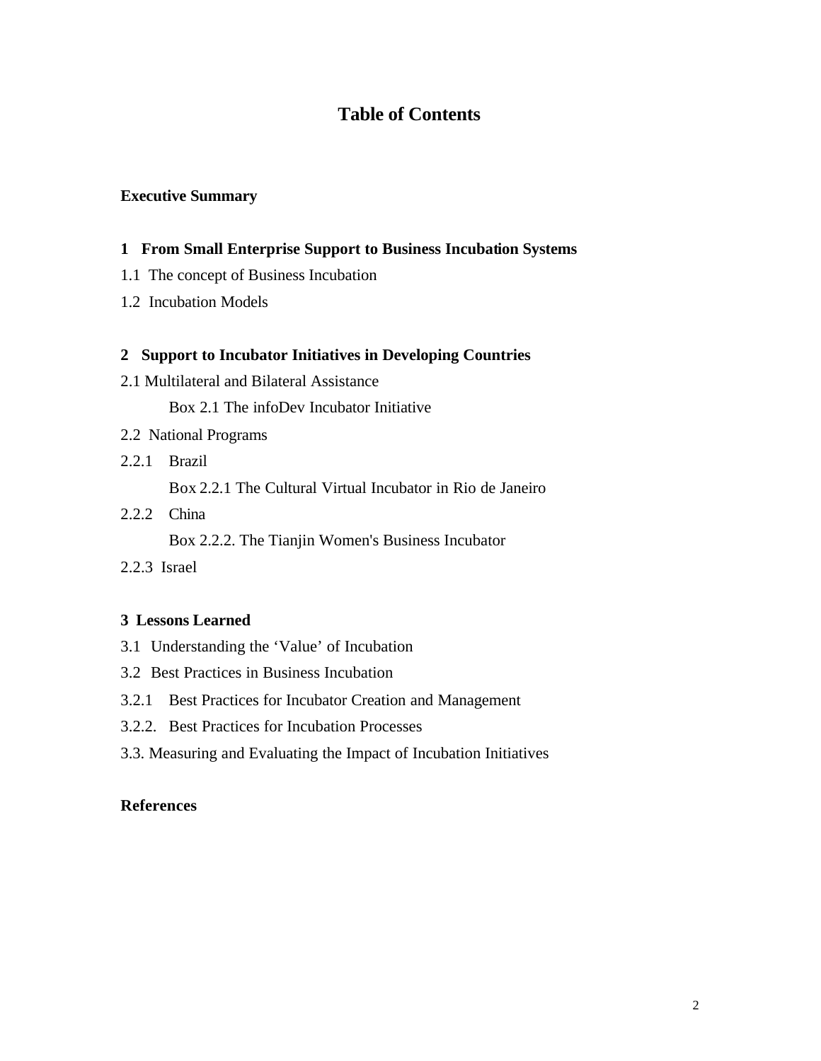# Table of Contents

**Executive Summary**

**1 From Small Enterprise Support to Business Incubation Systems**

1.1 The concept of Business Incubation

1.2 Incubation Models

**2 Support to Incubator Initiatives in Developing Countries**

2.1 Multilateral and Bilateral Assistance

    Box 2.1 The infoDev Incubator Initiative

2.2 National Programs

2.2.1 Brazil

    Box 2.2.1 The Cultural Virtual Incubator in Rio de Janeiro

2.2.2 China

    Box 2.2.2. The Tianjin Women's Business Incubator

2.2.3 Israel

**3 Lessons Learned**

3.1 Understanding the 'Value' of Incubation

3.2 Best Practices in Business Incubation

3.2.1 Best Practices for Incubator Creation and Management

3.2.2. Best Practices for Incubation Processes

3.3. Measuring and Evaluating the Impact of Incubation Initiatives

**References**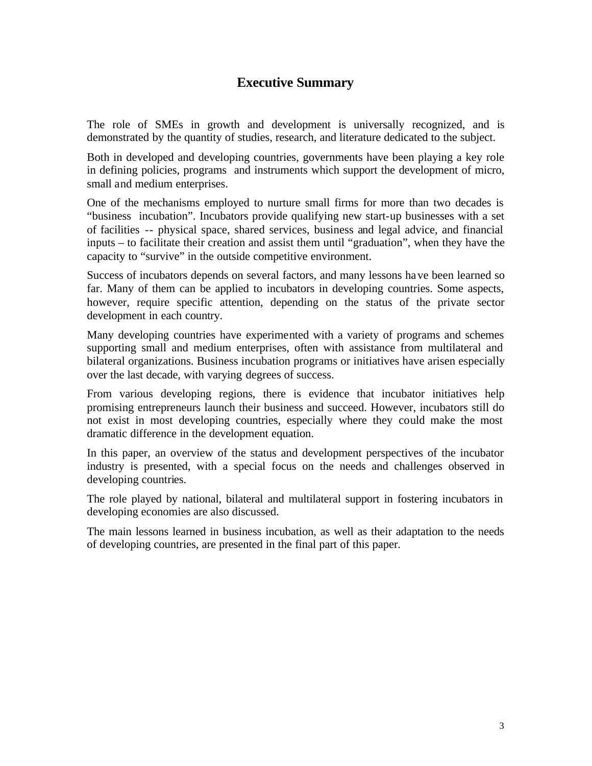# Executive Summary

The role of SMEs in growth and development is universally recognized, and is demonstrated by the quantity of studies, research, and literature dedicated to the subject.

Both in developed and developing countries, governments have been playing a key role in defining policies, programs and instruments which support the development of micro, small and medium enterprises.

One of the mechanisms employed to nurture small firms for more than two decades is "business incubation". Incubators provide qualifying new start-up businesses with a set of facilities -- physical space, shared services, business and legal advice, and financial inputs – to facilitate their creation and assist them until "graduation", when they have the capacity to "survive" in the outside competitive environment.

Success of incubators depends on several factors, and many lessons have been learned so far. Many of them can be applied to incubators in developing countries. Some aspects, however, require specific attention, depending on the status of the private sector development in each country.

Many developing countries have experimented with a variety of programs and schemes supporting small and medium enterprises, often with assistance from multilateral and bilateral organizations. Business incubation programs or initiatives have arisen especially over the last decade, with varying degrees of success.

From various developing regions, there is evidence that incubator initiatives help promising entrepreneurs launch their business and succeed. However, incubators still do not exist in most developing countries, especially where they could make the most dramatic difference in the development equation.

In this paper, an overview of the status and development perspectives of the incubator industry is presented, with a special focus on the needs and challenges observed in developing countries.

The role played by national, bilateral and multilateral support in fostering incubators in developing economies are also discussed.

The main lessons learned in business incubation, as well as their adaptation to the needs of developing countries, are presented in the final part of this paper.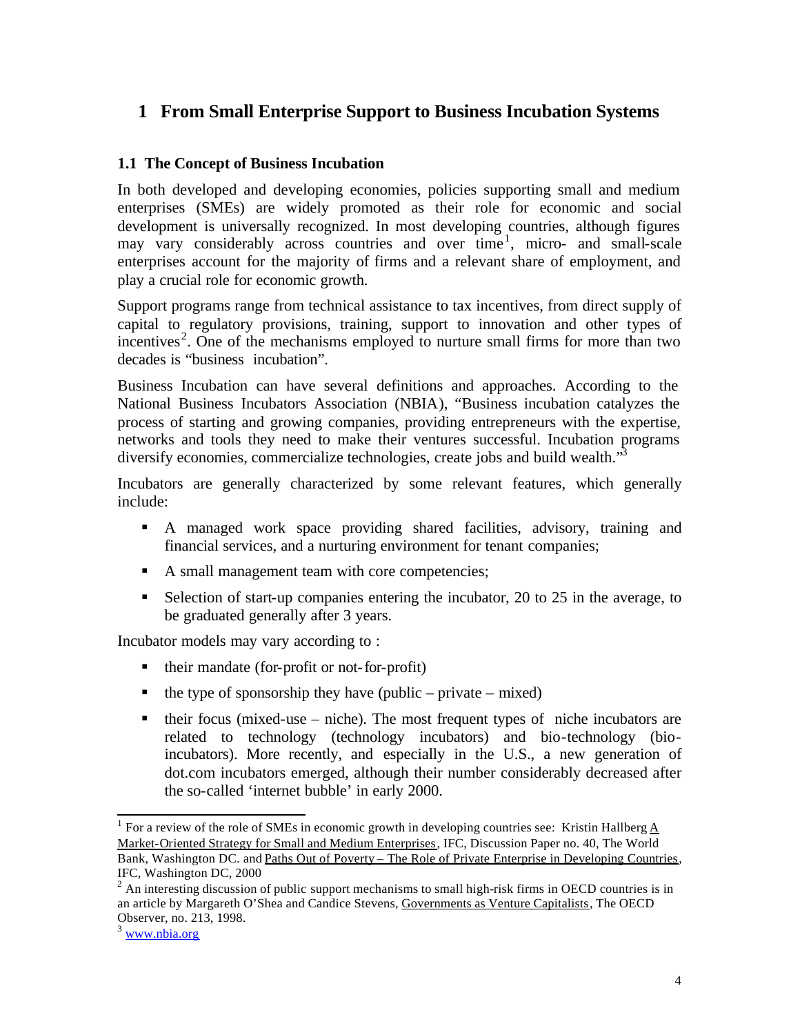# 1 From Small Enterprise Support to Business Incubation Systems

## 1.1 The Concept of Business Incubation

In both developed and developing economies, policies supporting small and medium enterprises (SMEs) are widely promoted as their role for economic and social development is universally recognized. In most developing countries, although figures may vary considerably across countries and over time[1], micro- and small-scale enterprises account for the majority of firms and a relevant share of employment, and play a crucial role for economic growth.

Support programs range from technical assistance to tax incentives, from direct supply of capital to regulatory provisions, training, support to innovation and other types of incentives[2]. One of the mechanisms employed to nurture small firms for more than two decades is "business incubation".

Business Incubation can have several definitions and approaches. According to the National Business Incubators Association (NBIA), "Business incubation catalyzes the process of starting and growing companies, providing entrepreneurs with the expertise, networks and tools they need to make their ventures successful. Incubation programs diversify economies, commercialize technologies, create jobs and build wealth."[3]

Incubators are generally characterized by some relevant features, which generally include:

- A managed work space providing shared facilities, advisory, training and financial services, and a nurturing environment for tenant companies;
- A small management team with core competencies;
- Selection of start-up companies entering the incubator, 20 to 25 in the average, to be graduated generally after 3 years.

Incubator models may vary according to :

- their mandate (for-profit or not-for-profit)
- the type of sponsorship they have (public – private – mixed)
- their focus (mixed-use – niche). The most frequent types of niche incubators are related to technology (technology incubators) and bio-technology (bio-incubators). More recently, and especially in the U.S., a new generation of dot.com incubators emerged, although their number considerably decreased after the so-called 'internet bubble' in early 2000.

---

[1] For a review of the role of SMEs in economic growth in developing countries see: Kristin Hallberg A Market-Oriented Strategy for Small and Medium Enterprises, IFC, Discussion Paper no. 40, The World Bank, Washington DC. and Paths Out of Poverty – The Role of Private Enterprise in Developing Countries, IFC, Washington DC, 2000

[2] An interesting discussion of public support mechanisms to small high-risk firms in OECD countries is in an article by Margareth O'Shea and Candice Stevens, Governments as Venture Capitalists, The OECD Observer, no. 213, 1998.

[3] www.nbia.org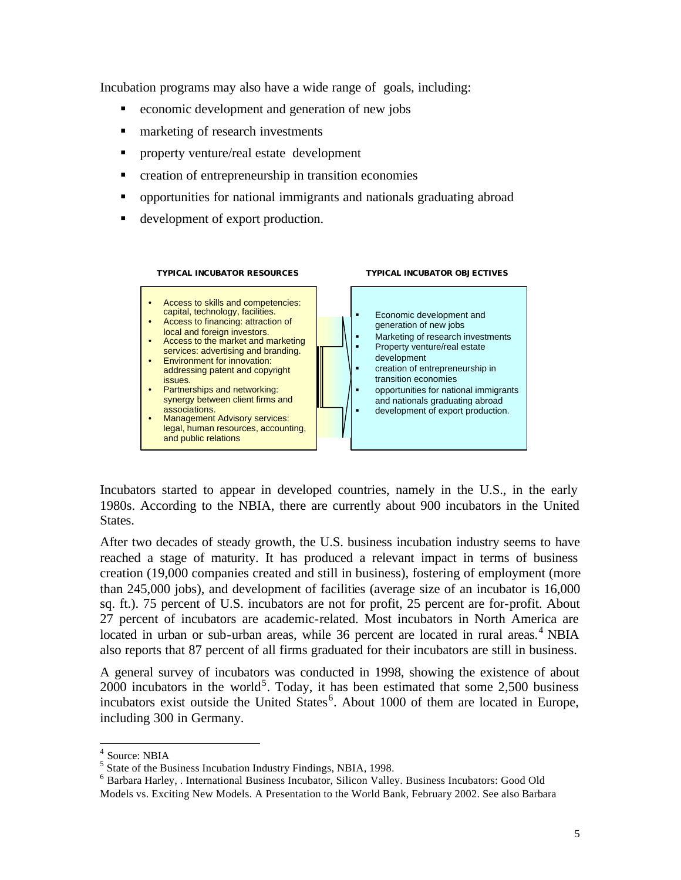Incubation programs may also have a wide range of goals, including:

- economic development and generation of new jobs
- marketing of research investments
- property venture/real estate development
- creation of entrepreneurship in transition economies
- opportunities for national immigrants and nationals graduating abroad
- development of export production.

| TYPICAL INCUBATOR RESOURCES | TYPICAL INCUBATOR OBJECTIVES |
|---|---|
| • Access to skills and competencies: capital, technology, facilities.<br>• Access to financing: attraction of local and foreign investors.<br>• Access to the market and marketing services: advertising and branding.<br>• Environment for innovation: addressing patent and copyright issues.<br>• Partnerships and networking: synergy between client firms and associations.<br>• Management Advisory services: legal, human resources, accounting, and public relations | ▪ Economic development and generation of new jobs<br>▪ Marketing of research investments<br>▪ Property venture/real estate development<br>▪ creation of entrepreneurship in transition economies<br>▪ opportunities for national immigrants and nationals graduating abroad<br>▪ development of export production. |

Incubators started to appear in developed countries, namely in the U.S., in the early 1980s. According to the NBIA, there are currently about 900 incubators in the United States.

After two decades of steady growth, the U.S. business incubation industry seems to have reached a stage of maturity. It has produced a relevant impact in terms of business creation (19,000 companies created and still in business), fostering of employment (more than 245,000 jobs), and development of facilities (average size of an incubator is 16,000 sq. ft.). 75 percent of U.S. incubators are not for profit, 25 percent are for-profit. About 27 percent of incubators are academic-related. Most incubators in North America are located in urban or sub-urban areas, while 36 percent are located in rural areas.[4] NBIA also reports that 87 percent of all firms graduated for their incubators are still in business.

A general survey of incubators was conducted in 1998, showing the existence of about 2000 incubators in the world[5]. Today, it has been estimated that some 2,500 business incubators exist outside the United States[6]. About 1000 of them are located in Europe, including 300 in Germany.

---

[4] Source: NBIA

[5] State of the Business Incubation Industry Findings, NBIA, 1998.

[6] Barbara Harley, . International Business Incubator, Silicon Valley. Business Incubators: Good Old Models vs. Exciting New Models. A Presentation to the World Bank, February 2002. See also Barbara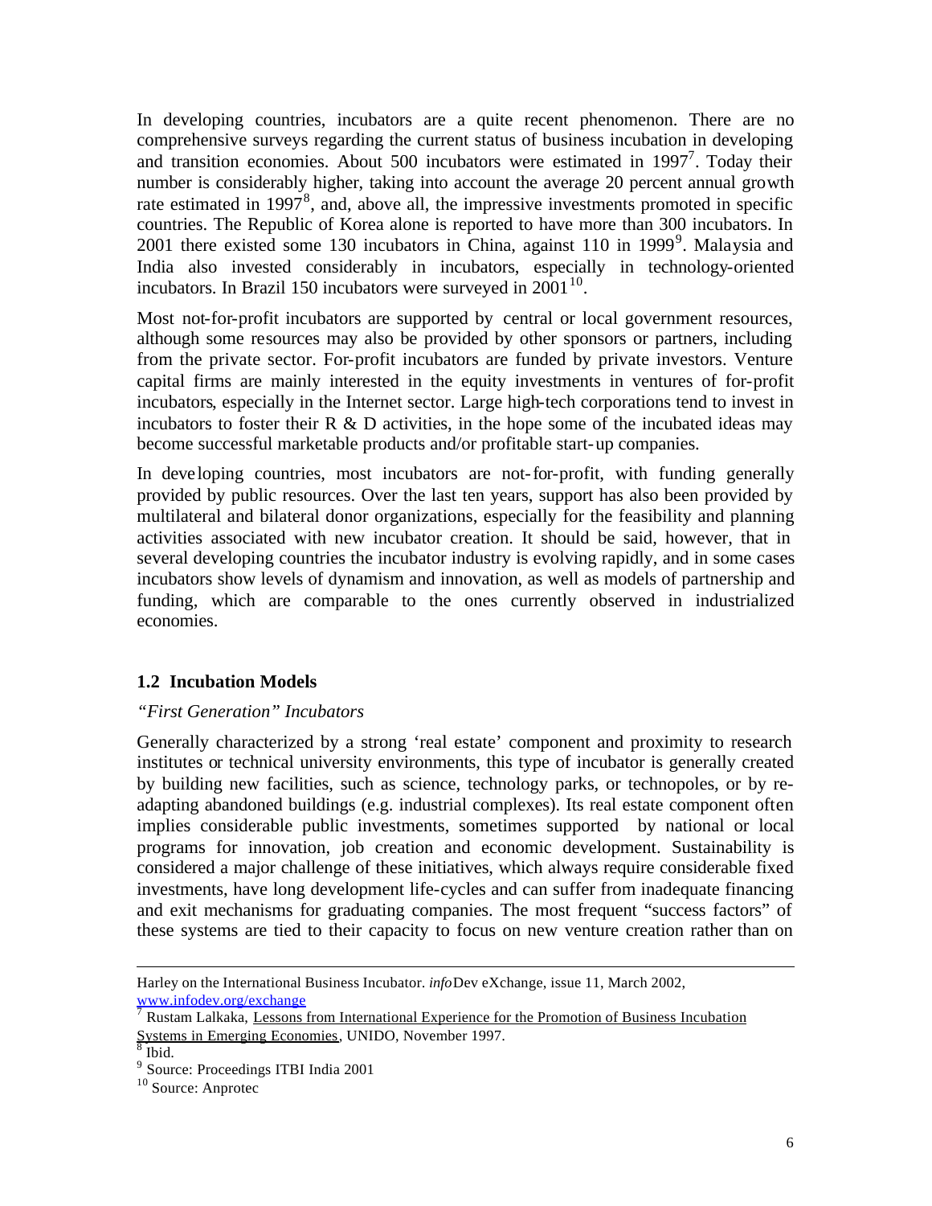In developing countries, incubators are a quite recent phenomenon. There are no comprehensive surveys regarding the current status of business incubation in developing and transition economies. About 500 incubators were estimated in 1997[7]. Today their number is considerably higher, taking into account the average 20 percent annual growth rate estimated in 1997[8], and, above all, the impressive investments promoted in specific countries. The Republic of Korea alone is reported to have more than 300 incubators. In 2001 there existed some 130 incubators in China, against 110 in 1999[9]. Malaysia and India also invested considerably in incubators, especially in technology-oriented incubators. In Brazil 150 incubators were surveyed in 2001[10].

Most not-for-profit incubators are supported by central or local government resources, although some resources may also be provided by other sponsors or partners, including from the private sector. For-profit incubators are funded by private investors. Venture capital firms are mainly interested in the equity investments in ventures of for-profit incubators, especially in the Internet sector. Large high-tech corporations tend to invest in incubators to foster their R & D activities, in the hope some of the incubated ideas may become successful marketable products and/or profitable start-up companies.

In developing countries, most incubators are not-for-profit, with funding generally provided by public resources. Over the last ten years, support has also been provided by multilateral and bilateral donor organizations, especially for the feasibility and planning activities associated with new incubator creation. It should be said, however, that in several developing countries the incubator industry is evolving rapidly, and in some cases incubators show levels of dynamism and innovation, as well as models of partnership and funding, which are comparable to the ones currently observed in industrialized economies.

### 1.2 Incubation Models

*"First Generation" Incubators*

Generally characterized by a strong 'real estate' component and proximity to research institutes or technical university environments, this type of incubator is generally created by building new facilities, such as science, technology parks, or technopoles, or by re-adapting abandoned buildings (e.g. industrial complexes). Its real estate component often implies considerable public investments, sometimes supported by national or local programs for innovation, job creation and economic development. Sustainability is considered a major challenge of these initiatives, which always require considerable fixed investments, have long development life-cycles and can suffer from inadequate financing and exit mechanisms for graduating companies. The most frequent "success factors" of these systems are tied to their capacity to focus on new venture creation rather than on

---

Harley on the International Business Incubator. *info*Dev eXchange, issue 11, March 2002, www.infodev.org/exchange

[7] Rustam Lalkaka, Lessons from International Experience for the Promotion of Business Incubation Systems in Emerging Economies, UNIDO, November 1997.

[8] Ibid.

[9] Source: Proceedings ITBI India 2001

[10] Source: Anprotec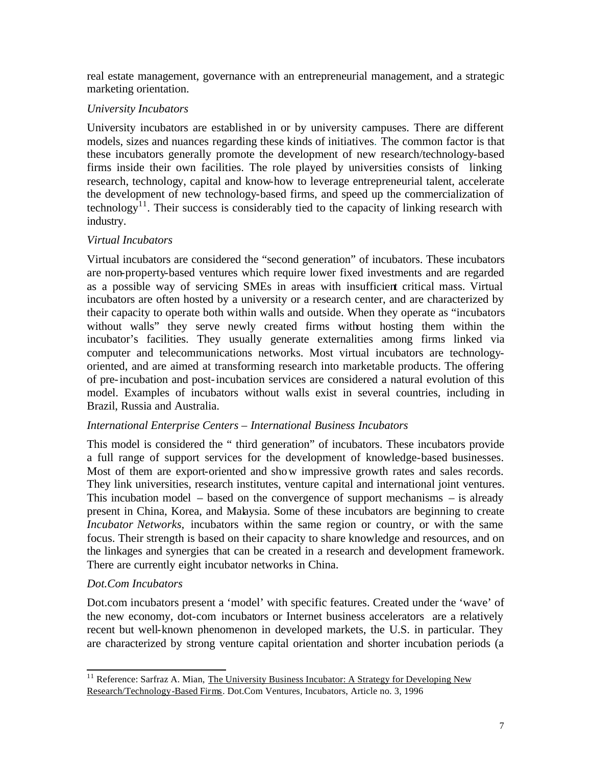real estate management, governance with an entrepreneurial management, and a strategic marketing orientation.

*University Incubators*

University incubators are established in or by university campuses. There are different models, sizes and nuances regarding these kinds of initiatives. The common factor is that these incubators generally promote the development of new research/technology-based firms inside their own facilities. The role played by universities consists of linking research, technology, capital and know-how to leverage entrepreneurial talent, accelerate the development of new technology-based firms, and speed up the commercialization of technology[11]. Their success is considerably tied to the capacity of linking research with industry.

*Virtual Incubators*

Virtual incubators are considered the "second generation" of incubators. These incubators are non-property-based ventures which require lower fixed investments and are regarded as a possible way of servicing SMEs in areas with insufficient critical mass. Virtual incubators are often hosted by a university or a research center, and are characterized by their capacity to operate both within walls and outside. When they operate as "incubators without walls" they serve newly created firms without hosting them within the incubator's facilities. They usually generate externalities among firms linked via computer and telecommunications networks. Most virtual incubators are technology-oriented, and are aimed at transforming research into marketable products. The offering of pre-incubation and post-incubation services are considered a natural evolution of this model. Examples of incubators without walls exist in several countries, including in Brazil, Russia and Australia.

*International Enterprise Centers – International Business Incubators*

This model is considered the " third generation" of incubators. These incubators provide a full range of support services for the development of knowledge-based businesses. Most of them are export-oriented and show impressive growth rates and sales records. They link universities, research institutes, venture capital and international joint ventures. This incubation model – based on the convergence of support mechanisms – is already present in China, Korea, and Malaysia. Some of these incubators are beginning to create *Incubator Networks,* incubators within the same region or country, or with the same focus. Their strength is based on their capacity to share knowledge and resources, and on the linkages and synergies that can be created in a research and development framework. There are currently eight incubator networks in China.

*Dot.Com Incubators*

Dot.com incubators present a 'model' with specific features. Created under the 'wave' of the new economy, dot-com incubators or Internet business accelerators are a relatively recent but well-known phenomenon in developed markets, the U.S. in particular. They are characterized by strong venture capital orientation and shorter incubation periods (a

---

[11] Reference: Sarfraz A. Mian, The University Business Incubator: A Strategy for Developing New Research/Technology-Based Firms. Dot.Com Ventures, Incubators, Article no. 3, 1996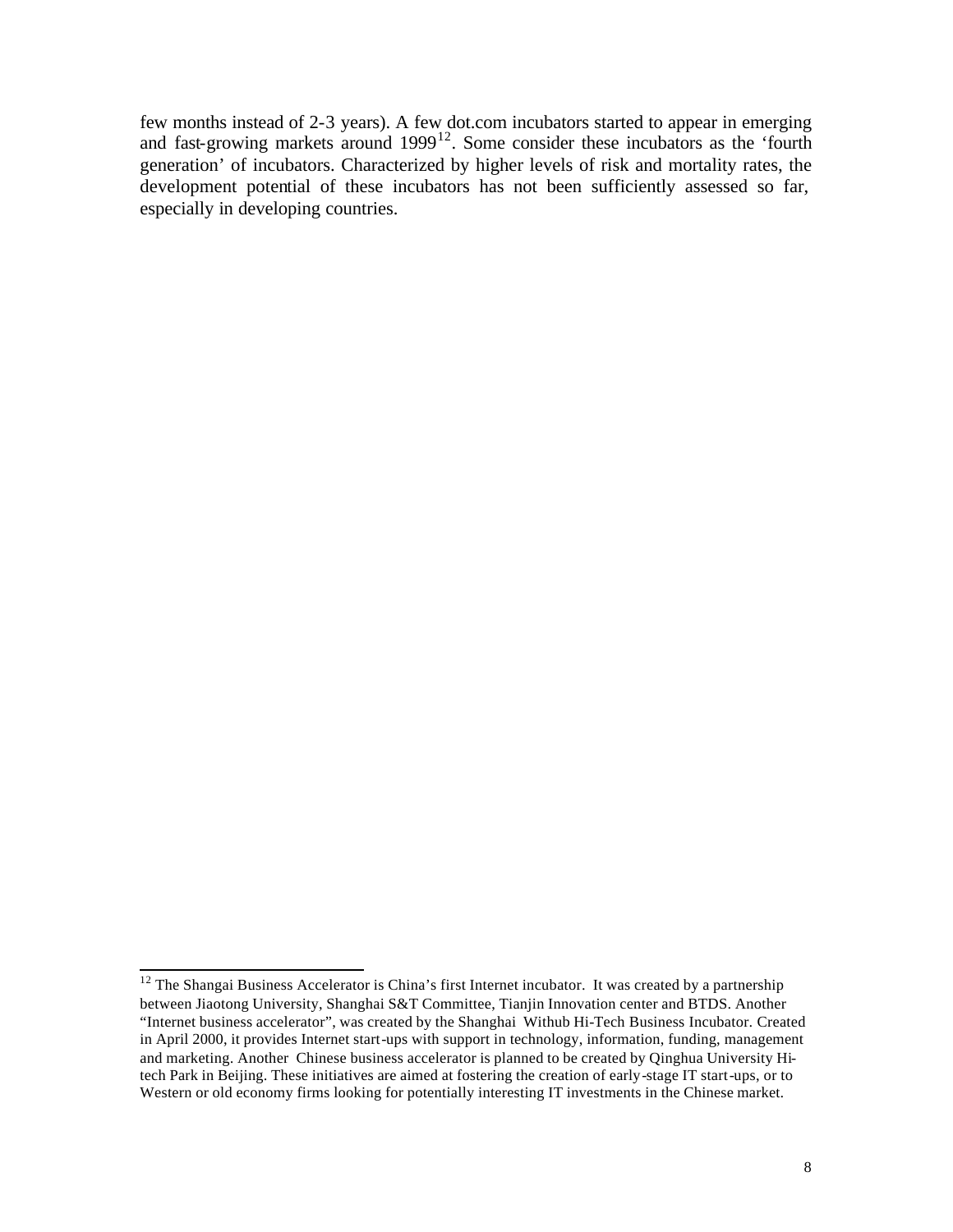few months instead of 2-3 years). A few dot.com incubators started to appear in emerging and fast-growing markets around 1999[12]. Some consider these incubators as the 'fourth generation' of incubators. Characterized by higher levels of risk and mortality rates, the development potential of these incubators has not been sufficiently assessed so far, especially in developing countries.

---

[12] The Shangai Business Accelerator is China's first Internet incubator. It was created by a partnership between Jiaotong University, Shanghai S&T Committee, Tianjin Innovation center and BTDS. Another "Internet business accelerator", was created by the Shanghai Withub Hi-Tech Business Incubator. Created in April 2000, it provides Internet start-ups with support in technology, information, funding, management and marketing. Another Chinese business accelerator is planned to be created by Qinghua University Hi-tech Park in Beijing. These initiatives are aimed at fostering the creation of early-stage IT start-ups, or to Western or old economy firms looking for potentially interesting IT investments in the Chinese market.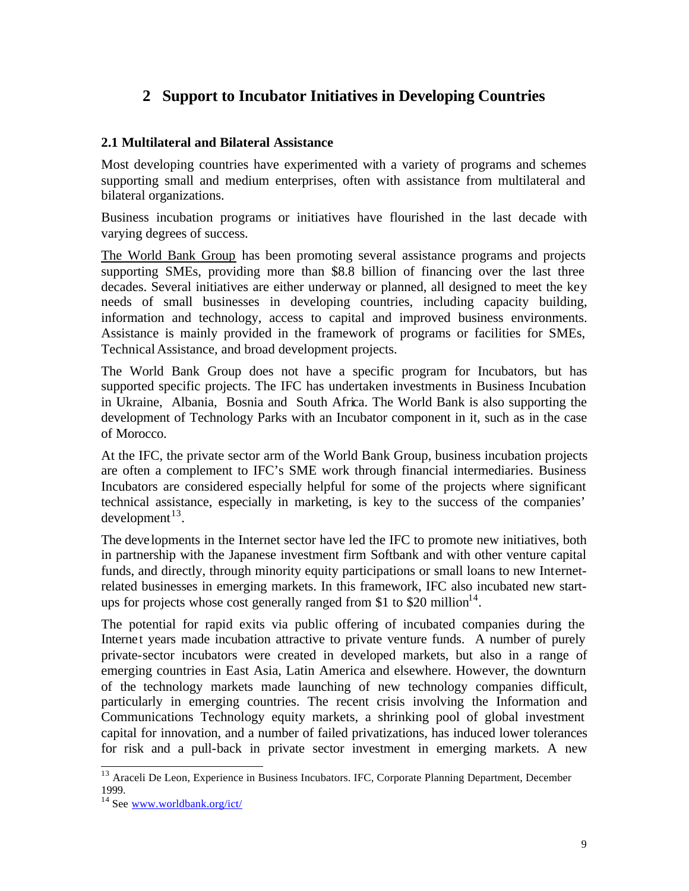# 2 Support to Incubator Initiatives in Developing Countries

## 2.1 Multilateral and Bilateral Assistance

Most developing countries have experimented with a variety of programs and schemes supporting small and medium enterprises, often with assistance from multilateral and bilateral organizations.

Business incubation programs or initiatives have flourished in the last decade with varying degrees of success.

The World Bank Group has been promoting several assistance programs and projects supporting SMEs, providing more than $8.8 billion of financing over the last three decades. Several initiatives are either underway or planned, all designed to meet the key needs of small businesses in developing countries, including capacity building, information and technology, access to capital and improved business environments. Assistance is mainly provided in the framework of programs or facilities for SMEs, Technical Assistance, and broad development projects.

The World Bank Group does not have a specific program for Incubators, but has supported specific projects. The IFC has undertaken investments in Business Incubation in Ukraine, Albania, Bosnia and South Africa. The World Bank is also supporting the development of Technology Parks with an Incubator component in it, such as in the case of Morocco.

At the IFC, the private sector arm of the World Bank Group, business incubation projects are often a complement to IFC's SME work through financial intermediaries. Business Incubators are considered especially helpful for some of the projects where significant technical assistance, especially in marketing, is key to the success of the companies' development[13].

The developments in the Internet sector have led the IFC to promote new initiatives, both in partnership with the Japanese investment firm Softbank and with other venture capital funds, and directly, through minority equity participations or small loans to new Internet-related businesses in emerging markets. In this framework, IFC also incubated new start-ups for projects whose cost generally ranged from $1 to $20 million[14].

The potential for rapid exits via public offering of incubated companies during the Internet years made incubation attractive to private venture funds. A number of purely private-sector incubators were created in developed markets, but also in a range of emerging countries in East Asia, Latin America and elsewhere. However, the downturn of the technology markets made launching of new technology companies difficult, particularly in emerging countries. The recent crisis involving the Information and Communications Technology equity markets, a shrinking pool of global investment capital for innovation, and a number of failed privatizations, has induced lower tolerances for risk and a pull-back in private sector investment in emerging markets. A new

---

[13] Araceli De Leon, Experience in Business Incubators. IFC, Corporate Planning Department, December 1999.

[14] See www.worldbank.org/ict/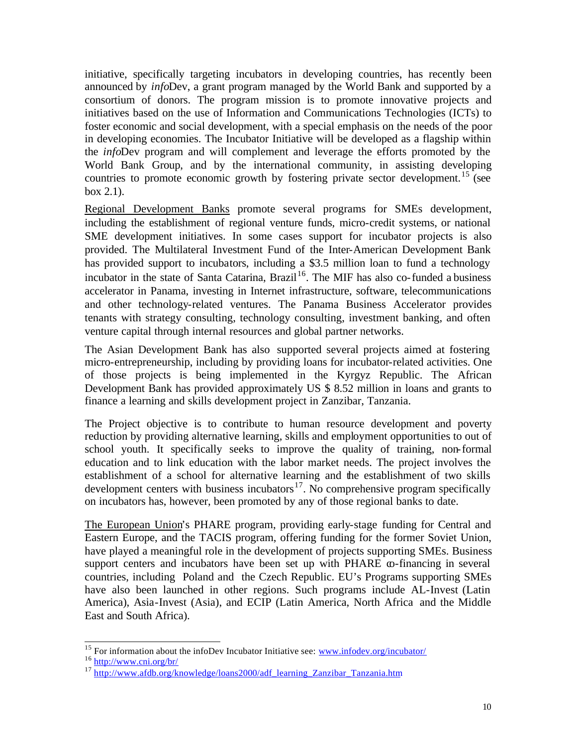initiative, specifically targeting incubators in developing countries, has recently been announced by *info*Dev, a grant program managed by the World Bank and supported by a consortium of donors. The program mission is to promote innovative projects and initiatives based on the use of Information and Communications Technologies (ICTs) to foster economic and social development, with a special emphasis on the needs of the poor in developing economies. The Incubator Initiative will be developed as a flagship within the *info*Dev program and will complement and leverage the efforts promoted by the World Bank Group, and by the international community, in assisting developing countries to promote economic growth by fostering private sector development.[15] (see box 2.1).

Regional Development Banks promote several programs for SMEs development, including the establishment of regional venture funds, micro-credit systems, or national SME development initiatives. In some cases support for incubator projects is also provided. The Multilateral Investment Fund of the Inter-American Development Bank has provided support to incubators, including a $3.5 million loan to fund a technology incubator in the state of Santa Catarina, Brazil[16]. The MIF has also co-funded a business accelerator in Panama, investing in Internet infrastructure, software, telecommunications and other technology-related ventures. The Panama Business Accelerator provides tenants with strategy consulting, technology consulting, investment banking, and often venture capital through internal resources and global partner networks.

The Asian Development Bank has also supported several projects aimed at fostering micro-entrepreneurship, including by providing loans for incubator-related activities. One of those projects is being implemented in the Kyrgyz Republic. The African Development Bank has provided approximately US $ 8.52 million in loans and grants to finance a learning and skills development project in Zanzibar, Tanzania.

The Project objective is to contribute to human resource development and poverty reduction by providing alternative learning, skills and employment opportunities to out of school youth. It specifically seeks to improve the quality of training, non-formal education and to link education with the labor market needs. The project involves the establishment of a school for alternative learning and the establishment of two skills development centers with business incubators[17]. No comprehensive program specifically on incubators has, however, been promoted by any of those regional banks to date.

The European Union's PHARE program, providing early-stage funding for Central and Eastern Europe, and the TACIS program, offering funding for the former Soviet Union, have played a meaningful role in the development of projects supporting SMEs. Business support centers and incubators have been set up with PHARE co-financing in several countries, including Poland and the Czech Republic. EU's Programs supporting SMEs have also been launched in other regions. Such programs include AL-Invest (Latin America), Asia-Invest (Asia), and ECIP (Latin America, North Africa and the Middle East and South Africa).

---

[15] For information about the infoDev Incubator Initiative see: www.infodev.org/incubator/

[16] http://www.cni.org/br/

[17] http://www.afdb.org/knowledge/loans2000/adf_learning_Zanzibar_Tanzania.htm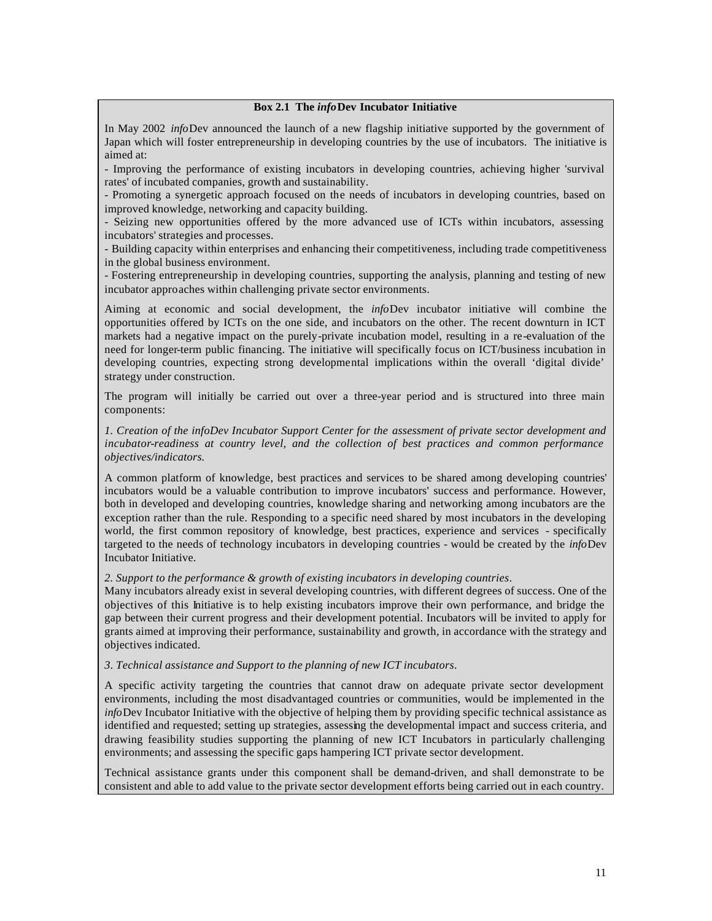**Box 2.1 The *info*Dev Incubator Initiative**

In May 2002 *info*Dev announced the launch of a new flagship initiative supported by the government of Japan which will foster entrepreneurship in developing countries by the use of incubators. The initiative is aimed at:

- Improving the performance of existing incubators in developing countries, achieving higher 'survival rates' of incubated companies, growth and sustainability.
- Promoting a synergetic approach focused on the needs of incubators in developing countries, based on improved knowledge, networking and capacity building.
- Seizing new opportunities offered by the more advanced use of ICTs within incubators, assessing incubators' strategies and processes.
- Building capacity within enterprises and enhancing their competitiveness, including trade competitiveness in the global business environment.
- Fostering entrepreneurship in developing countries, supporting the analysis, planning and testing of new incubator approaches within challenging private sector environments.

Aiming at economic and social development, the *info*Dev incubator initiative will combine the opportunities offered by ICTs on the one side, and incubators on the other. The recent downturn in ICT markets had a negative impact on the purely-private incubation model, resulting in a re-evaluation of the need for longer-term public financing. The initiative will specifically focus on ICT/business incubation in developing countries, expecting strong developmental implications within the overall 'digital divide' strategy under construction.

The program will initially be carried out over a three-year period and is structured into three main components:

*1. Creation of the infoDev Incubator Support Center for the assessment of private sector development and incubator-readiness at country level, and the collection of best practices and common performance objectives/indicators.*

A common platform of knowledge, best practices and services to be shared among developing countries' incubators would be a valuable contribution to improve incubators' success and performance. However, both in developed and developing countries, knowledge sharing and networking among incubators are the exception rather than the rule. Responding to a specific need shared by most incubators in the developing world, the first common repository of knowledge, best practices, experience and services - specifically targeted to the needs of technology incubators in developing countries - would be created by the *info*Dev Incubator Initiative.

*2. Support to the performance & growth of existing incubators in developing countries.*

Many incubators already exist in several developing countries, with different degrees of success. One of the objectives of this Initiative is to help existing incubators improve their own performance, and bridge the gap between their current progress and their development potential. Incubators will be invited to apply for grants aimed at improving their performance, sustainability and growth, in accordance with the strategy and objectives indicated.

*3. Technical assistance and Support to the planning of new ICT incubators.*

A specific activity targeting the countries that cannot draw on adequate private sector development environments, including the most disadvantaged countries or communities, would be implemented in the *info*Dev Incubator Initiative with the objective of helping them by providing specific technical assistance as identified and requested; setting up strategies, assessing the developmental impact and success criteria, and drawing feasibility studies supporting the planning of new ICT Incubators in particularly challenging environments; and assessing the specific gaps hampering ICT private sector development.

Technical assistance grants under this component shall be demand-driven, and shall demonstrate to be consistent and able to add value to the private sector development efforts being carried out in each country.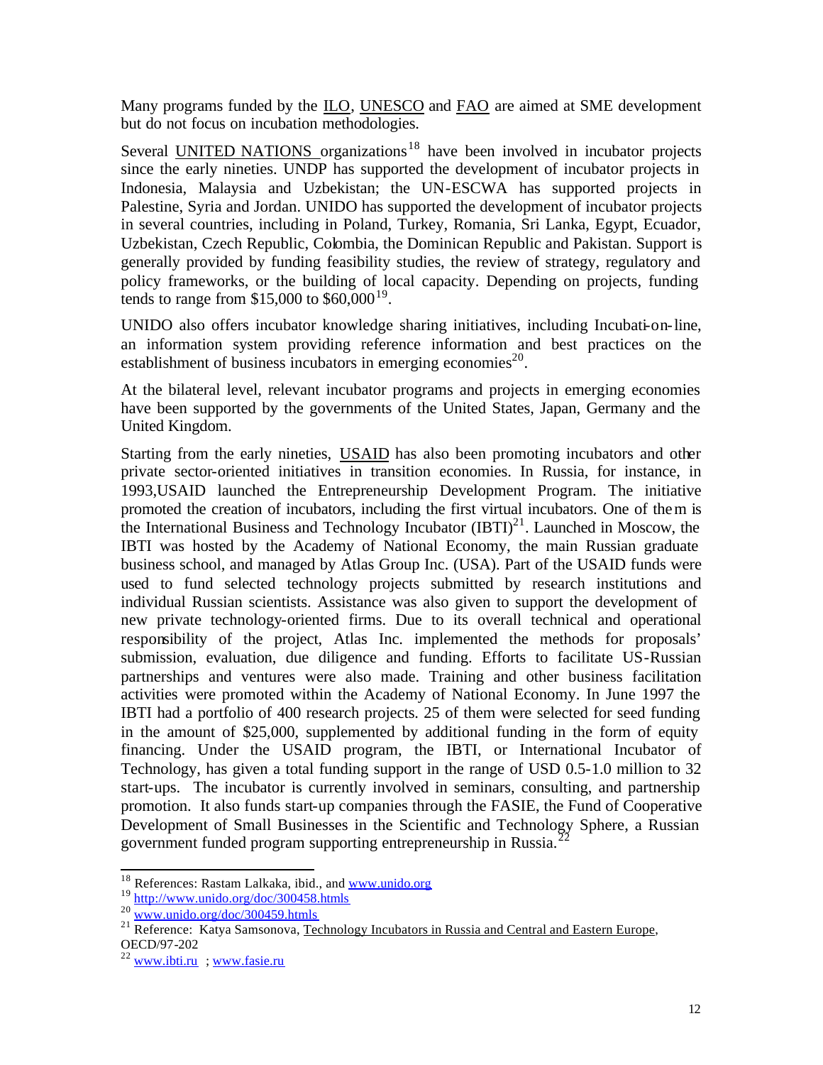Many programs funded by the ILO, UNESCO and FAO are aimed at SME development but do not focus on incubation methodologies.

Several UNITED NATIONS organizations[18] have been involved in incubator projects since the early nineties. UNDP has supported the development of incubator projects in Indonesia, Malaysia and Uzbekistan; the UN-ESCWA has supported projects in Palestine, Syria and Jordan. UNIDO has supported the development of incubator projects in several countries, including in Poland, Turkey, Romania, Sri Lanka, Egypt, Ecuador, Uzbekistan, Czech Republic, Colombia, the Dominican Republic and Pakistan. Support is generally provided by funding feasibility studies, the review of strategy, regulatory and policy frameworks, or the building of local capacity. Depending on projects, funding tends to range from $15,000 to $60,000[19].

UNIDO also offers incubator knowledge sharing initiatives, including Incubati-on-line, an information system providing reference information and best practices on the establishment of business incubators in emerging economies[20].

At the bilateral level, relevant incubator programs and projects in emerging economies have been supported by the governments of the United States, Japan, Germany and the United Kingdom.

Starting from the early nineties, USAID has also been promoting incubators and other private sector-oriented initiatives in transition economies. In Russia, for instance, in 1993,USAID launched the Entrepreneurship Development Program. The initiative promoted the creation of incubators, including the first virtual incubators. One of them is the International Business and Technology Incubator (IBTI)[21]. Launched in Moscow, the IBTI was hosted by the Academy of National Economy, the main Russian graduate business school, and managed by Atlas Group Inc. (USA). Part of the USAID funds were used to fund selected technology projects submitted by research institutions and individual Russian scientists. Assistance was also given to support the development of new private technology-oriented firms. Due to its overall technical and operational responsibility of the project, Atlas Inc. implemented the methods for proposals' submission, evaluation, due diligence and funding. Efforts to facilitate US-Russian partnerships and ventures were also made. Training and other business facilitation activities were promoted within the Academy of National Economy. In June 1997 the IBTI had a portfolio of 400 research projects. 25 of them were selected for seed funding in the amount of $25,000, supplemented by additional funding in the form of equity financing. Under the USAID program, the IBTI, or International Incubator of Technology, has given a total funding support in the range of USD 0.5-1.0 million to 32 start-ups. The incubator is currently involved in seminars, consulting, and partnership promotion. It also funds start-up companies through the FASIE, the Fund of Cooperative Development of Small Businesses in the Scientific and Technology Sphere, a Russian government funded program supporting entrepreneurship in Russia.[22]

---

[18] References: Rastam Lalkaka, ibid., and www.unido.org

[19] http://www.unido.org/doc/300458.htmls

[20] www.unido.org/doc/300459.htmls

[21] Reference: Katya Samsonova, Technology Incubators in Russia and Central and Eastern Europe, OECD/97-202

[22] www.ibti.ru ; www.fasie.ru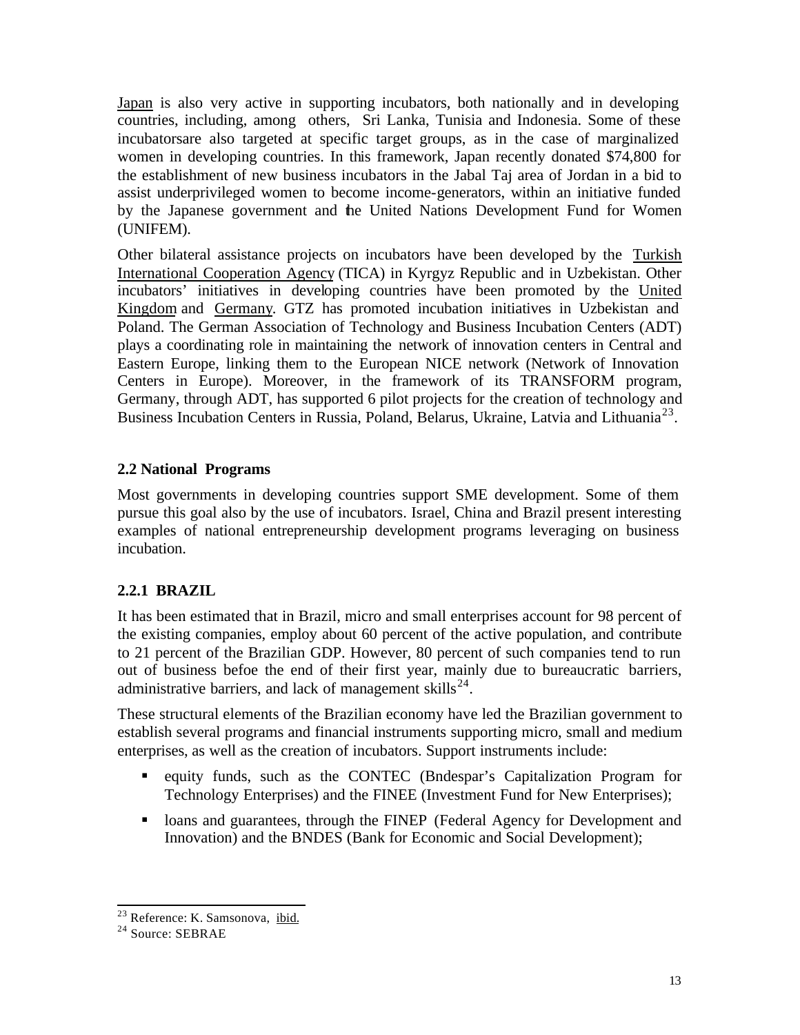Japan is also very active in supporting incubators, both nationally and in developing countries, including, among others, Sri Lanka, Tunisia and Indonesia. Some of these incubatorsare also targeted at specific target groups, as in the case of marginalized women in developing countries. In this framework, Japan recently donated $74,800 for the establishment of new business incubators in the Jabal Taj area of Jordan in a bid to assist underprivileged women to become income-generators, within an initiative funded by the Japanese government and the United Nations Development Fund for Women (UNIFEM).

Other bilateral assistance projects on incubators have been developed by the Turkish International Cooperation Agency (TICA) in Kyrgyz Republic and in Uzbekistan. Other incubators' initiatives in developing countries have been promoted by the United Kingdom and Germany. GTZ has promoted incubation initiatives in Uzbekistan and Poland. The German Association of Technology and Business Incubation Centers (ADT) plays a coordinating role in maintaining the network of innovation centers in Central and Eastern Europe, linking them to the European NICE network (Network of Innovation Centers in Europe). Moreover, in the framework of its TRANSFORM program, Germany, through ADT, has supported 6 pilot projects for the creation of technology and Business Incubation Centers in Russia, Poland, Belarus, Ukraine, Latvia and Lithuania[23].

## 2.2 National Programs

Most governments in developing countries support SME development. Some of them pursue this goal also by the use of incubators. Israel, China and Brazil present interesting examples of national entrepreneurship development programs leveraging on business incubation.

### 2.2.1 BRAZIL

It has been estimated that in Brazil, micro and small enterprises account for 98 percent of the existing companies, employ about 60 percent of the active population, and contribute to 21 percent of the Brazilian GDP. However, 80 percent of such companies tend to run out of business befoe the end of their first year, mainly due to bureaucratic barriers, administrative barriers, and lack of management skills[24].

These structural elements of the Brazilian economy have led the Brazilian government to establish several programs and financial instruments supporting micro, small and medium enterprises, as well as the creation of incubators. Support instruments include:

- equity funds, such as the CONTEC (Bndespar's Capitalization Program for Technology Enterprises) and the FINEE (Investment Fund for New Enterprises);
- loans and guarantees, through the FINEP (Federal Agency for Development and Innovation) and the BNDES (Bank for Economic and Social Development);

---

[23] Reference: K. Samsonova, ibid.

[24] Source: SEBRAE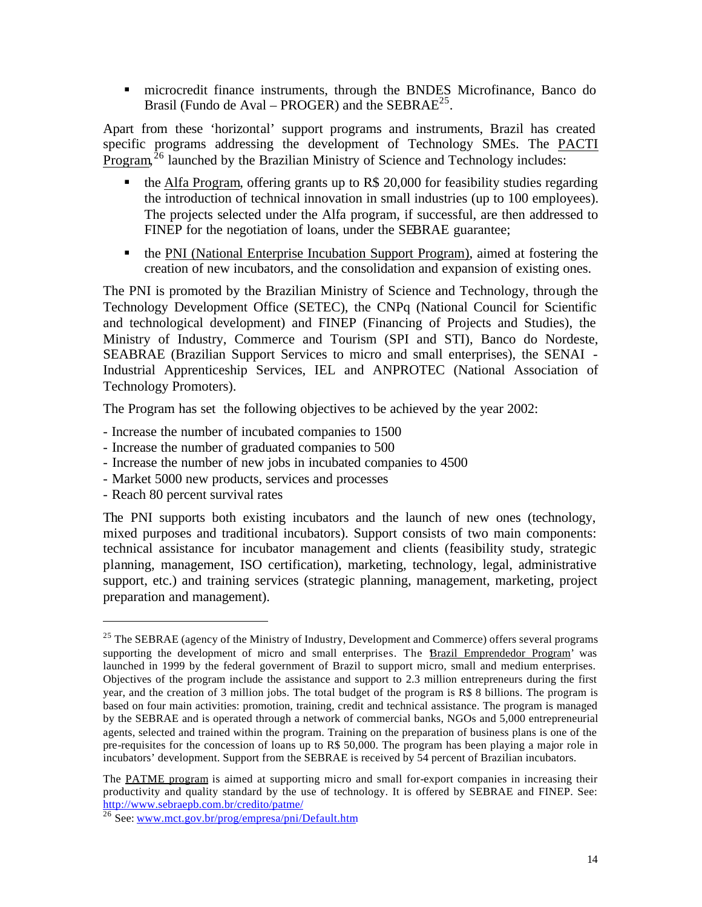- microcredit finance instruments, through the BNDES Microfinance, Banco do Brasil (Fundo de Aval – PROGER) and the SEBRAE[25].

Apart from these 'horizontal' support programs and instruments, Brazil has created specific programs addressing the development of Technology SMEs. The PACTI Program,[26] launched by the Brazilian Ministry of Science and Technology includes:

- the Alfa Program, offering grants up to R$ 20,000 for feasibility studies regarding the introduction of technical innovation in small industries (up to 100 employees). The projects selected under the Alfa program, if successful, are then addressed to FINEP for the negotiation of loans, under the SEBRAE guarantee;
- the PNI (National Enterprise Incubation Support Program), aimed at fostering the creation of new incubators, and the consolidation and expansion of existing ones.

The PNI is promoted by the Brazilian Ministry of Science and Technology, through the Technology Development Office (SETEC), the CNPq (National Council for Scientific and technological development) and FINEP (Financing of Projects and Studies), the Ministry of Industry, Commerce and Tourism (SPI and STI), Banco do Nordeste, SEABRAE (Brazilian Support Services to micro and small enterprises), the SENAI - Industrial Apprenticeship Services, IEL and ANPROTEC (National Association of Technology Promoters).

The Program has set the following objectives to be achieved by the year 2002:

- Increase the number of incubated companies to 1500
- Increase the number of graduated companies to 500
- Increase the number of new jobs in incubated companies to 4500
- Market 5000 new products, services and processes
- Reach 80 percent survival rates

The PNI supports both existing incubators and the launch of new ones (technology, mixed purposes and traditional incubators). Support consists of two main components: technical assistance for incubator management and clients (feasibility study, strategic planning, management, ISO certification), marketing, technology, legal, administrative support, etc.) and training services (strategic planning, management, marketing, project preparation and management).

---

[25] The SEBRAE (agency of the Ministry of Industry, Development and Commerce) offers several programs supporting the development of micro and small enterprises. The 'Brazil Emprendedor Program' was launched in 1999 by the federal government of Brazil to support micro, small and medium enterprises. Objectives of the program include the assistance and support to 2.3 million entrepreneurs during the first year, and the creation of 3 million jobs. The total budget of the program is R$ 8 billions. The program is based on four main activities: promotion, training, credit and technical assistance. The program is managed by the SEBRAE and is operated through a network of commercial banks, NGOs and 5,000 entrepreneurial agents, selected and trained within the program. Training on the preparation of business plans is one of the pre-requisites for the concession of loans up to R$ 50,000. The program has been playing a major role in incubators' development. Support from the SEBRAE is received by 54 percent of Brazilian incubators.

The PATME program is aimed at supporting micro and small for-export companies in increasing their productivity and quality standard by the use of technology. It is offered by SEBRAE and FINEP. See: http://www.sebraepb.com.br/credito/patme/

[26] See: www.mct.gov.br/prog/empresa/pni/Default.htm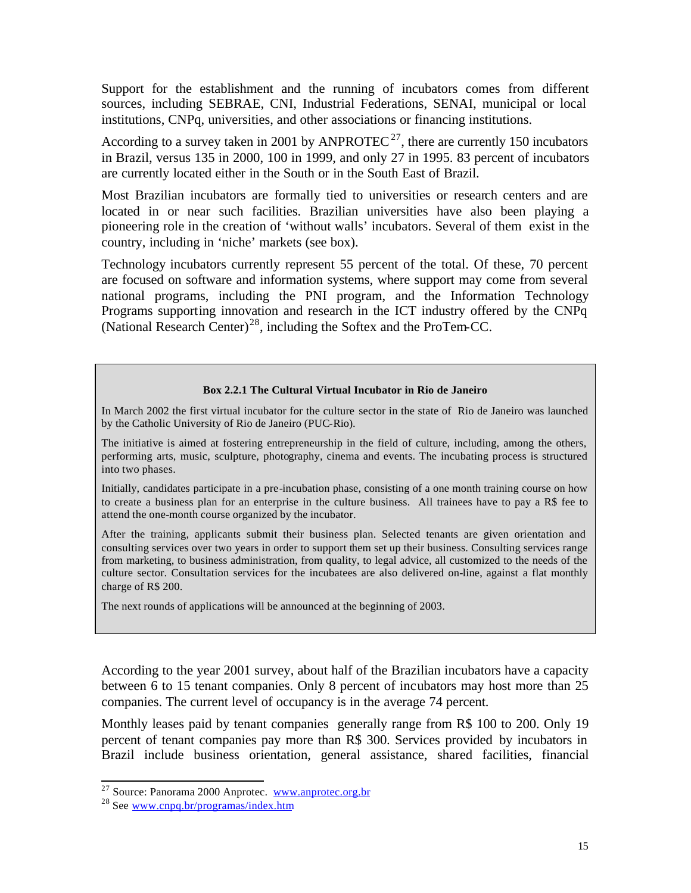Support for the establishment and the running of incubators comes from different sources, including SEBRAE, CNI, Industrial Federations, SENAI, municipal or local institutions, CNPq, universities, and other associations or financing institutions.

According to a survey taken in 2001 by ANPROTEC[27], there are currently 150 incubators in Brazil, versus 135 in 2000, 100 in 1999, and only 27 in 1995. 83 percent of incubators are currently located either in the South or in the South East of Brazil.

Most Brazilian incubators are formally tied to universities or research centers and are located in or near such facilities. Brazilian universities have also been playing a pioneering role in the creation of 'without walls' incubators. Several of them exist in the country, including in 'niche' markets (see box).

Technology incubators currently represent 55 percent of the total. Of these, 70 percent are focused on software and information systems, where support may come from several national programs, including the PNI program, and the Information Technology Programs supporting innovation and research in the ICT industry offered by the CNPq (National Research Center)[28], including the Softex and the ProTem-CC.

> **Box 2.2.1 The Cultural Virtual Incubator in Rio de Janeiro**
>
> In March 2002 the first virtual incubator for the culture sector in the state of Rio de Janeiro was launched by the Catholic University of Rio de Janeiro (PUC-Rio).
>
> The initiative is aimed at fostering entrepreneurship in the field of culture, including, among the others, performing arts, music, sculpture, photography, cinema and events. The incubating process is structured into two phases.
>
> Initially, candidates participate in a pre-incubation phase, consisting of a one month training course on how to create a business plan for an enterprise in the culture business. All trainees have to pay a R$ fee to attend the one-month course organized by the incubator.
>
> After the training, applicants submit their business plan. Selected tenants are given orientation and consulting services over two years in order to support them set up their business. Consulting services range from marketing, to business administration, from quality, to legal advice, all customized to the needs of the culture sector. Consultation services for the incubatees are also delivered on-line, against a flat monthly charge of R$ 200.
>
> The next rounds of applications will be announced at the beginning of 2003.

According to the year 2001 survey, about half of the Brazilian incubators have a capacity between 6 to 15 tenant companies. Only 8 percent of incubators may host more than 25 companies. The current level of occupancy is in the average 74 percent.

Monthly leases paid by tenant companies generally range from R$ 100 to 200. Only 19 percent of tenant companies pay more than R$ 300. Services provided by incubators in Brazil include business orientation, general assistance, shared facilities, financial

[27] Source: Panorama 2000 Anprotec. www.anprotec.org.br

[28] See www.cnpq.br/programas/index.htm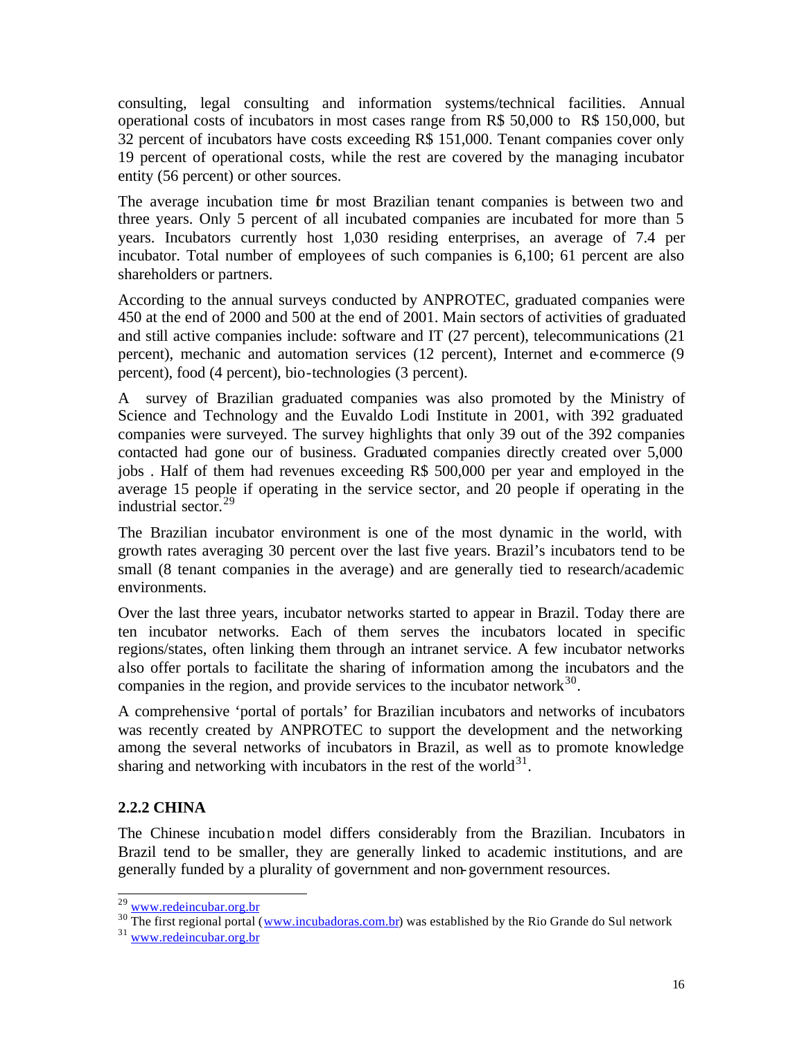consulting, legal consulting and information systems/technical facilities. Annual operational costs of incubators in most cases range from R$ 50,000 to R$ 150,000, but 32 percent of incubators have costs exceeding R$ 151,000. Tenant companies cover only 19 percent of operational costs, while the rest are covered by the managing incubator entity (56 percent) or other sources.

The average incubation time for most Brazilian tenant companies is between two and three years. Only 5 percent of all incubated companies are incubated for more than 5 years. Incubators currently host 1,030 residing enterprises, an average of 7.4 per incubator. Total number of employees of such companies is 6,100; 61 percent are also shareholders or partners.

According to the annual surveys conducted by ANPROTEC, graduated companies were 450 at the end of 2000 and 500 at the end of 2001. Main sectors of activities of graduated and still active companies include: software and IT (27 percent), telecommunications (21 percent), mechanic and automation services (12 percent), Internet and e-commerce (9 percent), food (4 percent), bio-technologies (3 percent).

A survey of Brazilian graduated companies was also promoted by the Ministry of Science and Technology and the Euvaldo Lodi Institute in 2001, with 392 graduated companies were surveyed. The survey highlights that only 39 out of the 392 companies contacted had gone our of business. Graduated companies directly created over 5,000 jobs . Half of them had revenues exceeding R$ 500,000 per year and employed in the average 15 people if operating in the service sector, and 20 people if operating in the industrial sector.[29]

The Brazilian incubator environment is one of the most dynamic in the world, with growth rates averaging 30 percent over the last five years. Brazil's incubators tend to be small (8 tenant companies in the average) and are generally tied to research/academic environments.

Over the last three years, incubator networks started to appear in Brazil. Today there are ten incubator networks. Each of them serves the incubators located in specific regions/states, often linking them through an intranet service. A few incubator networks also offer portals to facilitate the sharing of information among the incubators and the companies in the region, and provide services to the incubator network[30].

A comprehensive 'portal of portals' for Brazilian incubators and networks of incubators was recently created by ANPROTEC to support the development and the networking among the several networks of incubators in Brazil, as well as to promote knowledge sharing and networking with incubators in the rest of the world[31].

### 2.2.2 CHINA

The Chinese incubation model differs considerably from the Brazilian. Incubators in Brazil tend to be smaller, they are generally linked to academic institutions, and are generally funded by a plurality of government and non-government resources.

---

[29] www.redeincubar.org.br

[30] The first regional portal (www.incubadoras.com.br) was established by the Rio Grande do Sul network

[31] www.redeincubar.org.br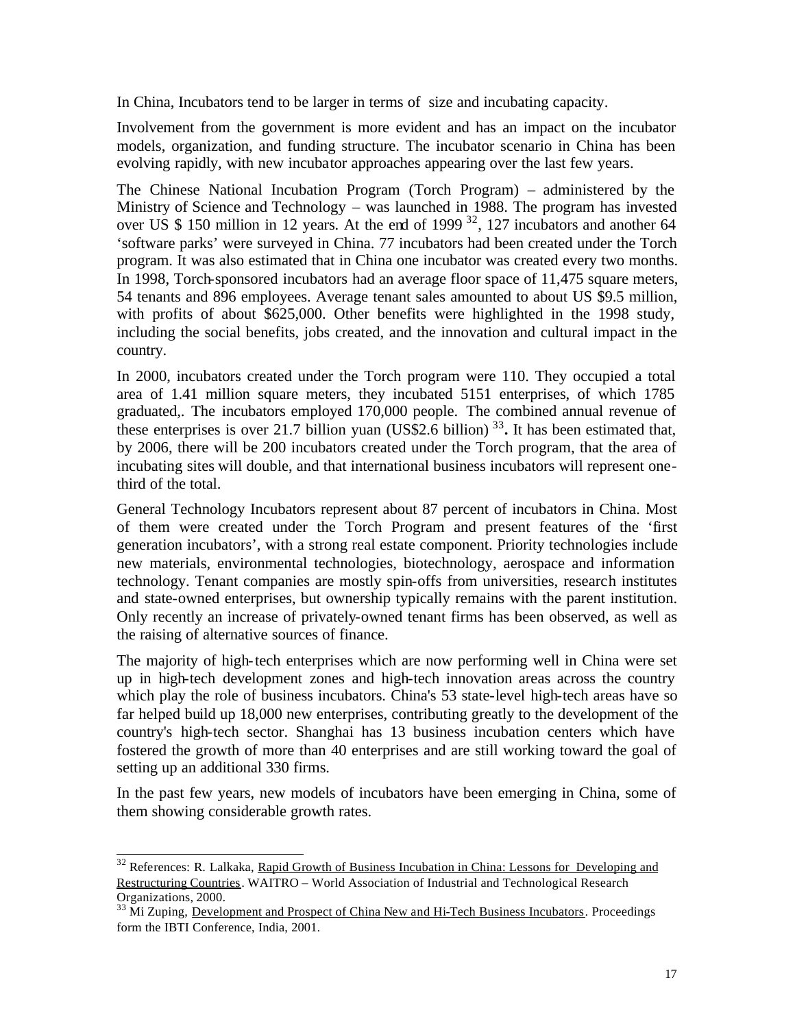In China, Incubators tend to be larger in terms of size and incubating capacity.

Involvement from the government is more evident and has an impact on the incubator models, organization, and funding structure. The incubator scenario in China has been evolving rapidly, with new incubator approaches appearing over the last few years.

The Chinese National Incubation Program (Torch Program) – administered by the Ministry of Science and Technology – was launched in 1988. The program has invested over US $ 150 million in 12 years. At the end of 1999 [32], 127 incubators and another 64 'software parks' were surveyed in China. 77 incubators had been created under the Torch program. It was also estimated that in China one incubator was created every two months. In 1998, Torch-sponsored incubators had an average floor space of 11,475 square meters, 54 tenants and 896 employees. Average tenant sales amounted to about US $9.5 million, with profits of about $625,000. Other benefits were highlighted in the 1998 study, including the social benefits, jobs created, and the innovation and cultural impact in the country.

In 2000, incubators created under the Torch program were 110. They occupied a total area of 1.41 million square meters, they incubated 5151 enterprises, of which 1785 graduated,. The incubators employed 170,000 people. The combined annual revenue of these enterprises is over 21.7 billion yuan (US$2.6 billion) [33]**.** It has been estimated that, by 2006, there will be 200 incubators created under the Torch program, that the area of incubating sites will double, and that international business incubators will represent one-third of the total.

General Technology Incubators represent about 87 percent of incubators in China. Most of them were created under the Torch Program and present features of the 'first generation incubators', with a strong real estate component. Priority technologies include new materials, environmental technologies, biotechnology, aerospace and information technology. Tenant companies are mostly spin-offs from universities, research institutes and state-owned enterprises, but ownership typically remains with the parent institution. Only recently an increase of privately-owned tenant firms has been observed, as well as the raising of alternative sources of finance.

The majority of high-tech enterprises which are now performing well in China were set up in high-tech development zones and high-tech innovation areas across the country which play the role of business incubators. China's 53 state-level high-tech areas have so far helped build up 18,000 new enterprises, contributing greatly to the development of the country's high-tech sector. Shanghai has 13 business incubation centers which have fostered the growth of more than 40 enterprises and are still working toward the goal of setting up an additional 330 firms.

In the past few years, new models of incubators have been emerging in China, some of them showing considerable growth rates.

---

[32] References: R. Lalkaka, Rapid Growth of Business Incubation in China: Lessons for Developing and Restructuring Countries. WAITRO – World Association of Industrial and Technological Research Organizations, 2000.

[33] Mi Zuping, Development and Prospect of China New and Hi-Tech Business Incubators. Proceedings form the IBTI Conference, India, 2001.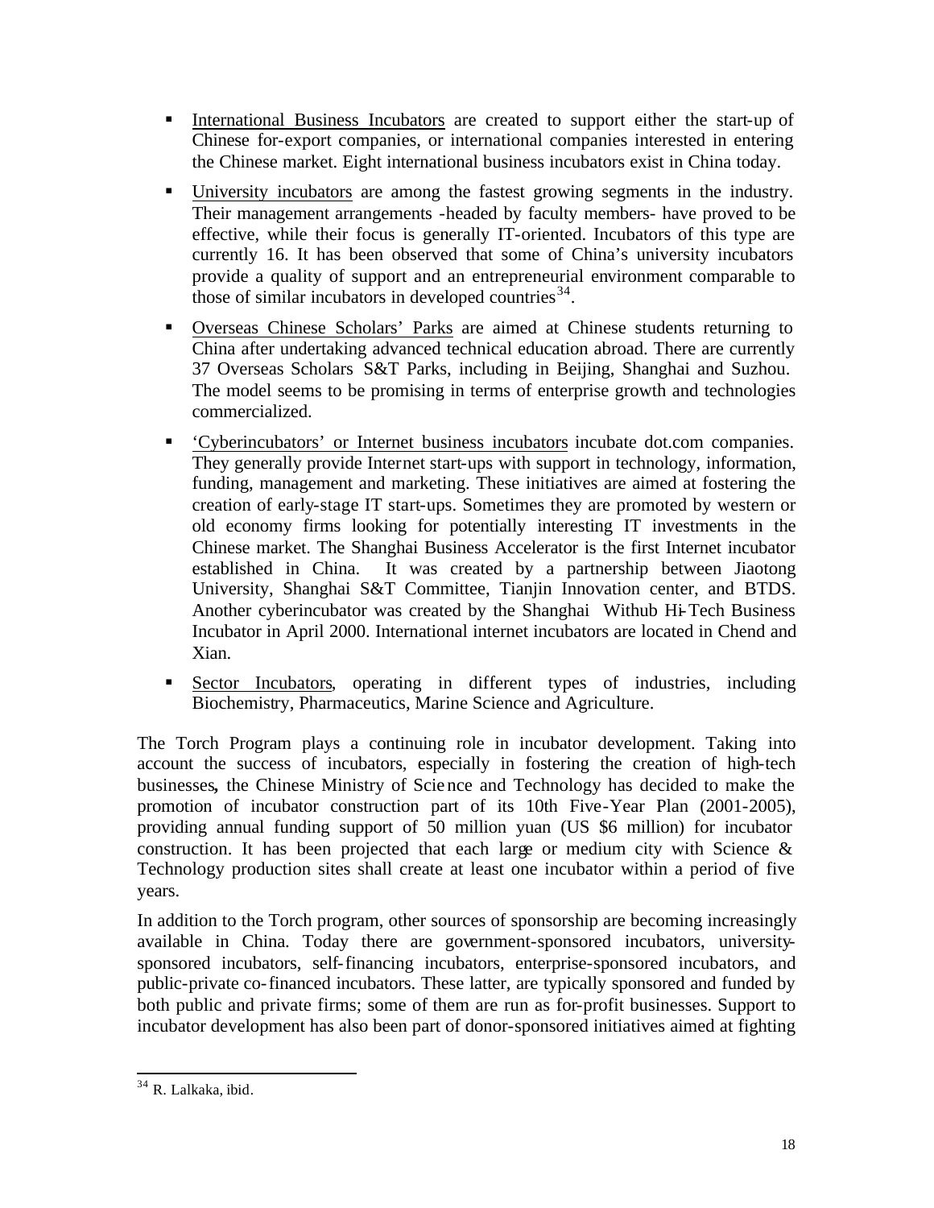- International Business Incubators are created to support either the start-up of Chinese for-export companies, or international companies interested in entering the Chinese market. Eight international business incubators exist in China today.
- University incubators are among the fastest growing segments in the industry. Their management arrangements -headed by faculty members- have proved to be effective, while their focus is generally IT-oriented. Incubators of this type are currently 16. It has been observed that some of China's university incubators provide a quality of support and an entrepreneurial environment comparable to those of similar incubators in developed countries[34].
- Overseas Chinese Scholars' Parks are aimed at Chinese students returning to China after undertaking advanced technical education abroad. There are currently 37 Overseas Scholars S&T Parks, including in Beijing, Shanghai and Suzhou. The model seems to be promising in terms of enterprise growth and technologies commercialized.
- 'Cyberincubators' or Internet business incubators incubate dot.com companies. They generally provide Internet start-ups with support in technology, information, funding, management and marketing. These initiatives are aimed at fostering the creation of early-stage IT start-ups. Sometimes they are promoted by western or old economy firms looking for potentially interesting IT investments in the Chinese market. The Shanghai Business Accelerator is the first Internet incubator established in China. It was created by a partnership between Jiaotong University, Shanghai S&T Committee, Tianjin Innovation center, and BTDS. Another cyberincubator was created by the Shanghai Withub Hi-Tech Business Incubator in April 2000. International internet incubators are located in Chend and Xian.
- Sector Incubators, operating in different types of industries, including Biochemistry, Pharmaceutics, Marine Science and Agriculture.

The Torch Program plays a continuing role in incubator development. Taking into account the success of incubators, especially in fostering the creation of high-tech businesses**,** the Chinese Ministry of Science and Technology has decided to make the promotion of incubator construction part of its 10th Five-Year Plan (2001-2005), providing annual funding support of 50 million yuan (US $6 million) for incubator construction. It has been projected that each large or medium city with Science & Technology production sites shall create at least one incubator within a period of five years.

In addition to the Torch program, other sources of sponsorship are becoming increasingly available in China. Today there are government-sponsored incubators, university-sponsored incubators, self-financing incubators, enterprise-sponsored incubators, and public-private co-financed incubators. These latter, are typically sponsored and funded by both public and private firms; some of them are run as for-profit businesses. Support to incubator development has also been part of donor-sponsored initiatives aimed at fighting

[34] R. Lalkaka, ibid.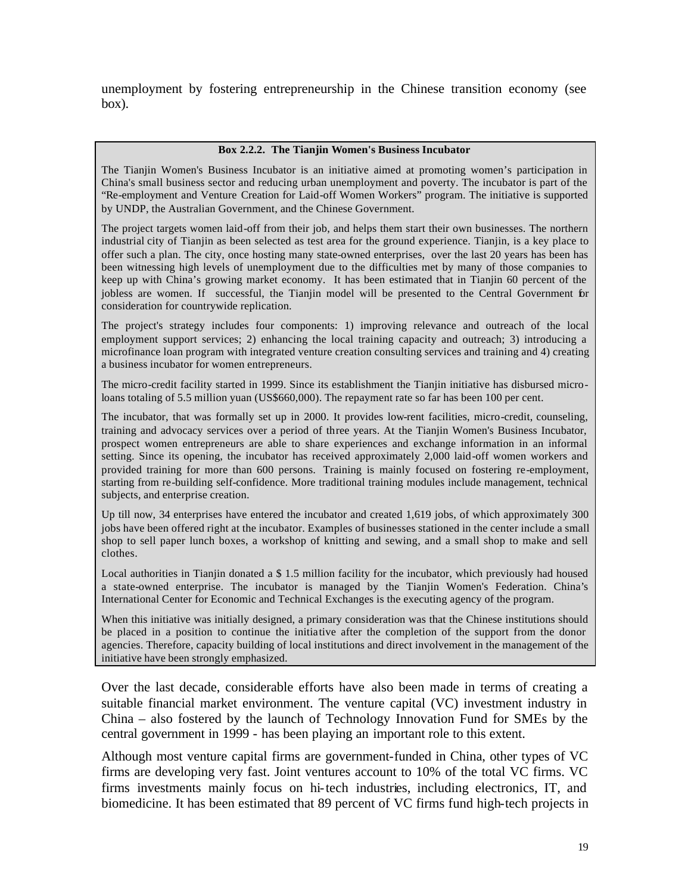unemployment by fostering entrepreneurship in the Chinese transition economy (see box).

**Box 2.2.2. The Tianjin Women's Business Incubator**

The Tianjin Women's Business Incubator is an initiative aimed at promoting women's participation in China's small business sector and reducing urban unemployment and poverty. The incubator is part of the "Re-employment and Venture Creation for Laid-off Women Workers" program. The initiative is supported by UNDP, the Australian Government, and the Chinese Government.

The project targets women laid-off from their job, and helps them start their own businesses. The northern industrial city of Tianjin as been selected as test area for the ground experience. Tianjin, is a key place to offer such a plan. The city, once hosting many state-owned enterprises, over the last 20 years has been has been witnessing high levels of unemployment due to the difficulties met by many of those companies to keep up with China's growing market economy. It has been estimated that in Tianjin 60 percent of the jobless are women. If successful, the Tianjin model will be presented to the Central Government for consideration for countrywide replication.

The project's strategy includes four components: 1) improving relevance and outreach of the local employment support services; 2) enhancing the local training capacity and outreach; 3) introducing a microfinance loan program with integrated venture creation consulting services and training and 4) creating a business incubator for women entrepreneurs.

The micro-credit facility started in 1999. Since its establishment the Tianjin initiative has disbursed micro-loans totaling of 5.5 million yuan (US$660,000). The repayment rate so far has been 100 per cent.

The incubator, that was formally set up in 2000. It provides low-rent facilities, micro-credit, counseling, training and advocacy services over a period of three years. At the Tianjin Women's Business Incubator, prospect women entrepreneurs are able to share experiences and exchange information in an informal setting. Since its opening, the incubator has received approximately 2,000 laid-off women workers and provided training for more than 600 persons. Training is mainly focused on fostering re-employment, starting from re-building self-confidence. More traditional training modules include management, technical subjects, and enterprise creation.

Up till now, 34 enterprises have entered the incubator and created 1,619 jobs, of which approximately 300 jobs have been offered right at the incubator. Examples of businesses stationed in the center include a small shop to sell paper lunch boxes, a workshop of knitting and sewing, and a small shop to make and sell clothes.

Local authorities in Tianjin donated a $ 1.5 million facility for the incubator, which previously had housed a state-owned enterprise. The incubator is managed by the Tianjin Women's Federation. China's International Center for Economic and Technical Exchanges is the executing agency of the program.

When this initiative was initially designed, a primary consideration was that the Chinese institutions should be placed in a position to continue the initiative after the completion of the support from the donor agencies. Therefore, capacity building of local institutions and direct involvement in the management of the initiative have been strongly emphasized.

Over the last decade, considerable efforts have also been made in terms of creating a suitable financial market environment. The venture capital (VC) investment industry in China – also fostered by the launch of Technology Innovation Fund for SMEs by the central government in 1999 - has been playing an important role to this extent.

Although most venture capital firms are government-funded in China, other types of VC firms are developing very fast. Joint ventures account to 10% of the total VC firms. VC firms investments mainly focus on hi-tech industries, including electronics, IT, and biomedicine. It has been estimated that 89 percent of VC firms fund high-tech projects in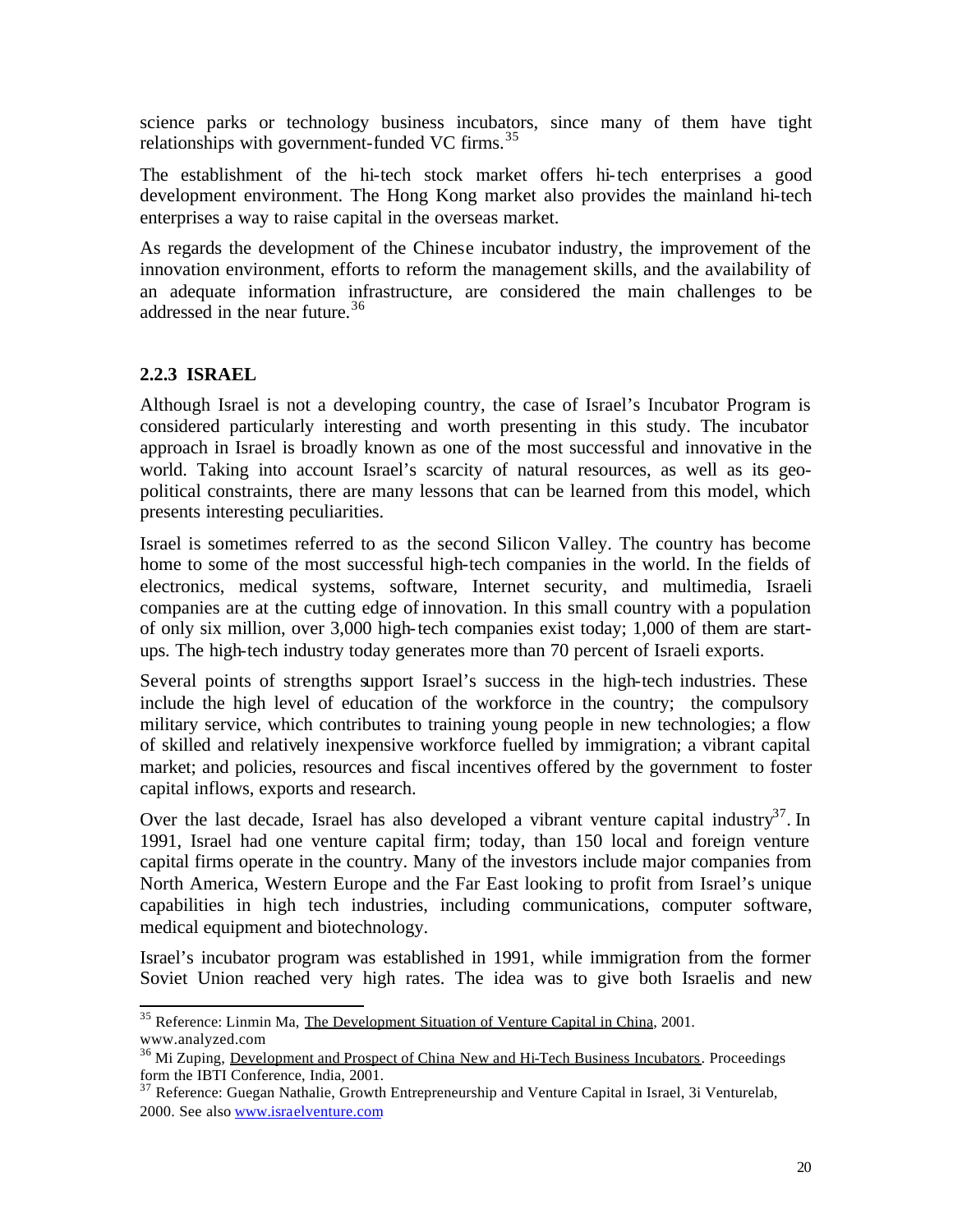science parks or technology business incubators, since many of them have tight relationships with government-funded VC firms.[35]

The establishment of the hi-tech stock market offers hi-tech enterprises a good development environment. The Hong Kong market also provides the mainland hi-tech enterprises a way to raise capital in the overseas market.

As regards the development of the Chinese incubator industry, the improvement of the innovation environment, efforts to reform the management skills, and the availability of an adequate information infrastructure, are considered the main challenges to be addressed in the near future.[36]

### 2.2.3 ISRAEL

Although Israel is not a developing country, the case of Israel's Incubator Program is considered particularly interesting and worth presenting in this study. The incubator approach in Israel is broadly known as one of the most successful and innovative in the world. Taking into account Israel's scarcity of natural resources, as well as its geo-political constraints, there are many lessons that can be learned from this model, which presents interesting peculiarities.

Israel is sometimes referred to as the second Silicon Valley. The country has become home to some of the most successful high-tech companies in the world. In the fields of electronics, medical systems, software, Internet security, and multimedia, Israeli companies are at the cutting edge of innovation. In this small country with a population of only six million, over 3,000 high-tech companies exist today; 1,000 of them are start-ups. The high-tech industry today generates more than 70 percent of Israeli exports.

Several points of strengths support Israel's success in the high-tech industries. These include the high level of education of the workforce in the country; the compulsory military service, which contributes to training young people in new technologies; a flow of skilled and relatively inexpensive workforce fuelled by immigration; a vibrant capital market; and policies, resources and fiscal incentives offered by the government to foster capital inflows, exports and research.

Over the last decade, Israel has also developed a vibrant venture capital industry[37]. In 1991, Israel had one venture capital firm; today, than 150 local and foreign venture capital firms operate in the country. Many of the investors include major companies from North America, Western Europe and the Far East looking to profit from Israel's unique capabilities in high tech industries, including communications, computer software, medical equipment and biotechnology.

Israel's incubator program was established in 1991, while immigration from the former Soviet Union reached very high rates. The idea was to give both Israelis and new

---

[35] Reference: Linmin Ma, The Development Situation of Venture Capital in China, 2001. www.analyzed.com

[36] Mi Zuping, Development and Prospect of China New and Hi-Tech Business Incubators. Proceedings form the IBTI Conference, India, 2001.

[37] Reference: Guegan Nathalie, Growth Entrepreneurship and Venture Capital in Israel, 3i Venturelab, 2000. See also www.israelventure.com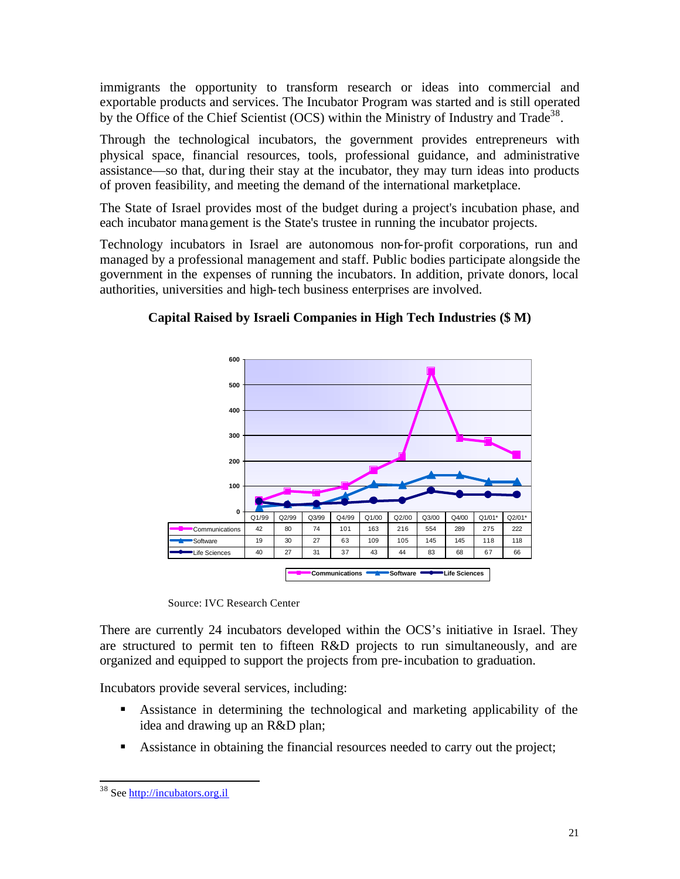immigrants the opportunity to transform research or ideas into commercial and exportable products and services. The Incubator Program was started and is still operated by the Office of the Chief Scientist (OCS) within the Ministry of Industry and Trade[38].

Through the technological incubators, the government provides entrepreneurs with physical space, financial resources, tools, professional guidance, and administrative assistance—so that, during their stay at the incubator, they may turn ideas into products of proven feasibility, and meeting the demand of the international marketplace.

The State of Israel provides most of the budget during a project's incubation phase, and each incubator management is the State's trustee in running the incubator projects.

Technology incubators in Israel are autonomous non-for-profit corporations, run and managed by a professional management and staff. Public bodies participate alongside the government in the expenses of running the incubators. In addition, private donors, local authorities, universities and high-tech business enterprises are involved.

**Capital Raised by Israeli Companies in High Tech Industries ($ M)**

| | Q1/99 | Q2/99 | Q3/99 | Q4/99 | Q1/00 | Q2/00 | Q3/00 | Q4/00 | Q1/01* | Q2/01* |
|---|---|---|---|---|---|---|---|---|---|---|
| Communications | 42 | 80 | 74 | 101 | 163 | 216 | 554 | 289 | 275 | 222 |
| Software | 19 | 30 | 27 | 63 | 109 | 105 | 145 | 145 | 118 | 118 |
| Life Sciences | 40 | 27 | 31 | 37 | 43 | 44 | 83 | 68 | 67 | 66 |

Source: IVC Research Center

There are currently 24 incubators developed within the OCS's initiative in Israel. They are structured to permit ten to fifteen R&D projects to run simultaneously, and are organized and equipped to support the projects from pre-incubation to graduation.

Incubators provide several services, including:

- Assistance in determining the technological and marketing applicability of the idea and drawing up an R&D plan;
- Assistance in obtaining the financial resources needed to carry out the project;

[38] See http://incubators.org.il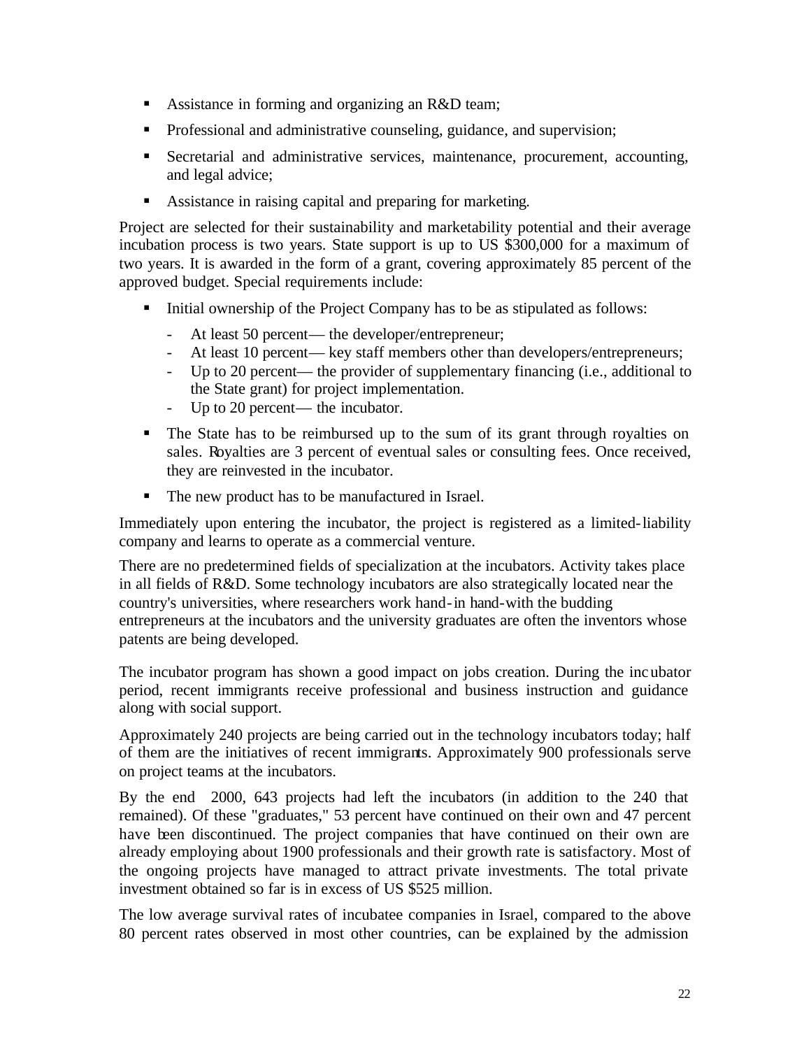- Assistance in forming and organizing an R&D team;
- Professional and administrative counseling, guidance, and supervision;
- Secretarial and administrative services, maintenance, procurement, accounting, and legal advice;
- Assistance in raising capital and preparing for marketing.

Project are selected for their sustainability and marketability potential and their average incubation process is two years. State support is up to US $300,000 for a maximum of two years. It is awarded in the form of a grant, covering approximately 85 percent of the approved budget. Special requirements include:

- Initial ownership of the Project Company has to be as stipulated as follows:
  - At least 50 percent— the developer/entrepreneur;
  - At least 10 percent— key staff members other than developers/entrepreneurs;
  - Up to 20 percent— the provider of supplementary financing (i.e., additional to the State grant) for project implementation.
  - Up to 20 percent— the incubator.
- The State has to be reimbursed up to the sum of its grant through royalties on sales. Royalties are 3 percent of eventual sales or consulting fees. Once received, they are reinvested in the incubator.
- The new product has to be manufactured in Israel.

Immediately upon entering the incubator, the project is registered as a limited-liability company and learns to operate as a commercial venture.

There are no predetermined fields of specialization at the incubators. Activity takes place in all fields of R&D. Some technology incubators are also strategically located near the country's universities, where researchers work hand-in hand-with the budding entrepreneurs at the incubators and the university graduates are often the inventors whose patents are being developed.

The incubator program has shown a good impact on jobs creation. During the incubator period, recent immigrants receive professional and business instruction and guidance along with social support.

Approximately 240 projects are being carried out in the technology incubators today; half of them are the initiatives of recent immigrants. Approximately 900 professionals serve on project teams at the incubators.

By the end 2000, 643 projects had left the incubators (in addition to the 240 that remained). Of these "graduates," 53 percent have continued on their own and 47 percent have been discontinued. The project companies that have continued on their own are already employing about 1900 professionals and their growth rate is satisfactory. Most of the ongoing projects have managed to attract private investments. The total private investment obtained so far is in excess of US $525 million.

The low average survival rates of incubatee companies in Israel, compared to the above 80 percent rates observed in most other countries, can be explained by the admission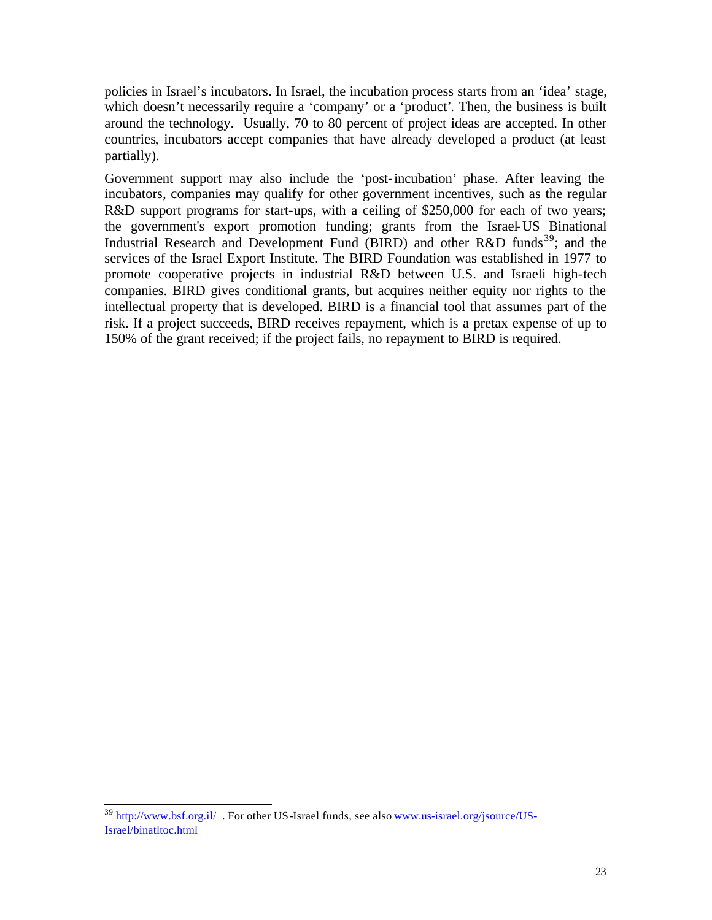policies in Israel's incubators. In Israel, the incubation process starts from an 'idea' stage, which doesn't necessarily require a 'company' or a 'product'. Then, the business is built around the technology. Usually, 70 to 80 percent of project ideas are accepted. In other countries, incubators accept companies that have already developed a product (at least partially).

Government support may also include the 'post-incubation' phase. After leaving the incubators, companies may qualify for other government incentives, such as the regular R&D support programs for start-ups, with a ceiling of $250,000 for each of two years; the government's export promotion funding; grants from the Israel-US Binational Industrial Research and Development Fund (BIRD) and other R&D funds[39]; and the services of the Israel Export Institute. The BIRD Foundation was established in 1977 to promote cooperative projects in industrial R&D between U.S. and Israeli high-tech companies. BIRD gives conditional grants, but acquires neither equity nor rights to the intellectual property that is developed. BIRD is a financial tool that assumes part of the risk. If a project succeeds, BIRD receives repayment, which is a pretax expense of up to 150% of the grant received; if the project fails, no repayment to BIRD is required.

---

[39] http://www.bsf.org.il/ . For other US-Israel funds, see also www.us-israel.org/jsource/US-Israel/binatltoc.html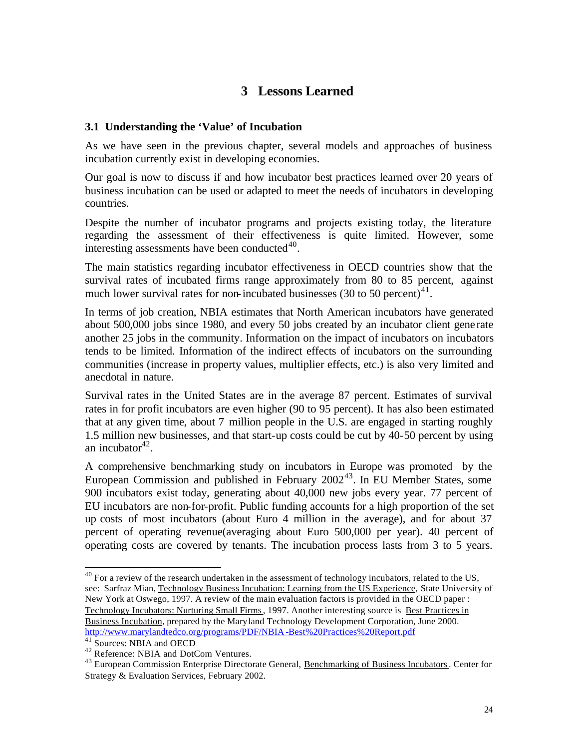# 3 Lessons Learned

## 3.1 Understanding the 'Value' of Incubation

As we have seen in the previous chapter, several models and approaches of business incubation currently exist in developing economies.

Our goal is now to discuss if and how incubator best practices learned over 20 years of business incubation can be used or adapted to meet the needs of incubators in developing countries.

Despite the number of incubator programs and projects existing today, the literature regarding the assessment of their effectiveness is quite limited. However, some interesting assessments have been conducted[40].

The main statistics regarding incubator effectiveness in OECD countries show that the survival rates of incubated firms range approximately from 80 to 85 percent, against much lower survival rates for non-incubated businesses (30 to 50 percent)[41].

In terms of job creation, NBIA estimates that North American incubators have generated about 500,000 jobs since 1980, and every 50 jobs created by an incubator client generate another 25 jobs in the community. Information on the impact of incubators on incubators tends to be limited. Information of the indirect effects of incubators on the surrounding communities (increase in property values, multiplier effects, etc.) is also very limited and anecdotal in nature.

Survival rates in the United States are in the average 87 percent. Estimates of survival rates in for profit incubators are even higher (90 to 95 percent). It has also been estimated that at any given time, about 7 million people in the U.S. are engaged in starting roughly 1.5 million new businesses, and that start-up costs could be cut by 40-50 percent by using an incubator[42].

A comprehensive benchmarking study on incubators in Europe was promoted by the European Commission and published in February 2002[43]. In EU Member States, some 900 incubators exist today, generating about 40,000 new jobs every year. 77 percent of EU incubators are non-for-profit. Public funding accounts for a high proportion of the set up costs of most incubators (about Euro 4 million in the average), and for about 37 percent of operating revenue(averaging about Euro 500,000 per year). 40 percent of operating costs are covered by tenants. The incubation process lasts from 3 to 5 years.

---

[40] For a review of the research undertaken in the assessment of technology incubators, related to the US, see: Sarfraz Mian, Technology Business Incubation: Learning from the US Experience, State University of New York at Oswego, 1997. A review of the main evaluation factors is provided in the OECD paper : Technology Incubators: Nurturing Small Firms, 1997. Another interesting source is Best Practices in Business Incubation, prepared by the Maryland Technology Development Corporation, June 2000. http://www.marylandtedco.org/programs/PDF/NBIA-Best%20Practices%20Report.pdf

[41] Sources: NBIA and OECD

[42] Reference: NBIA and DotCom Ventures.

[43] European Commission Enterprise Directorate General, Benchmarking of Business Incubators. Center for Strategy & Evaluation Services, February 2002.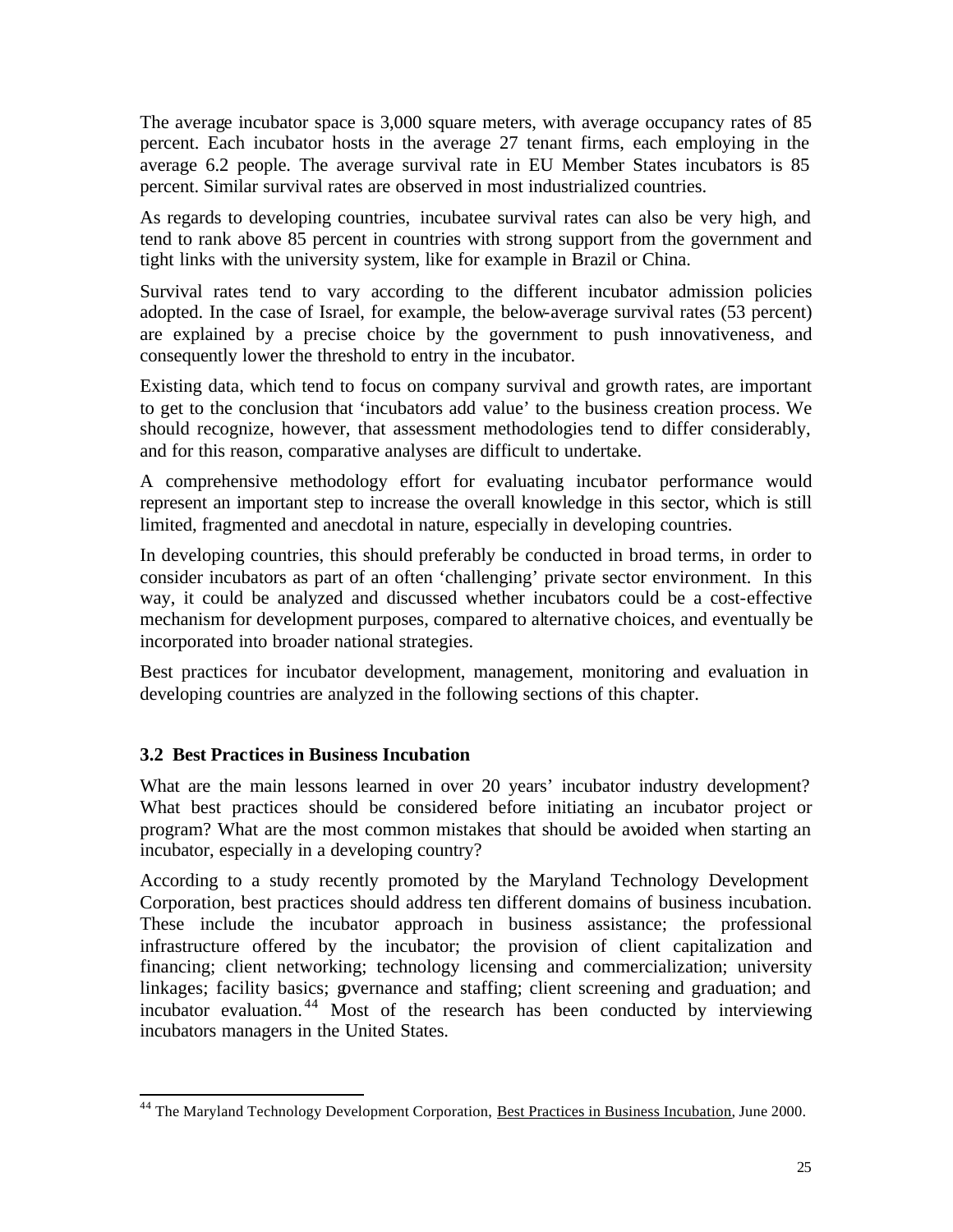The average incubator space is 3,000 square meters, with average occupancy rates of 85 percent. Each incubator hosts in the average 27 tenant firms, each employing in the average 6.2 people. The average survival rate in EU Member States incubators is 85 percent. Similar survival rates are observed in most industrialized countries.

As regards to developing countries, incubatee survival rates can also be very high, and tend to rank above 85 percent in countries with strong support from the government and tight links with the university system, like for example in Brazil or China.

Survival rates tend to vary according to the different incubator admission policies adopted. In the case of Israel, for example, the below-average survival rates (53 percent) are explained by a precise choice by the government to push innovativeness, and consequently lower the threshold to entry in the incubator.

Existing data, which tend to focus on company survival and growth rates, are important to get to the conclusion that 'incubators add value' to the business creation process. We should recognize, however, that assessment methodologies tend to differ considerably, and for this reason, comparative analyses are difficult to undertake.

A comprehensive methodology effort for evaluating incubator performance would represent an important step to increase the overall knowledge in this sector, which is still limited, fragmented and anecdotal in nature, especially in developing countries.

In developing countries, this should preferably be conducted in broad terms, in order to consider incubators as part of an often 'challenging' private sector environment. In this way, it could be analyzed and discussed whether incubators could be a cost-effective mechanism for development purposes, compared to alternative choices, and eventually be incorporated into broader national strategies.

Best practices for incubator development, management, monitoring and evaluation in developing countries are analyzed in the following sections of this chapter.

### 3.2 Best Practices in Business Incubation

What are the main lessons learned in over 20 years' incubator industry development? What best practices should be considered before initiating an incubator project or program? What are the most common mistakes that should be avoided when starting an incubator, especially in a developing country?

According to a study recently promoted by the Maryland Technology Development Corporation, best practices should address ten different domains of business incubation. These include the incubator approach in business assistance; the professional infrastructure offered by the incubator; the provision of client capitalization and financing; client networking; technology licensing and commercialization; university linkages; facility basics; governance and staffing; client screening and graduation; and incubator evaluation.[44] Most of the research has been conducted by interviewing incubators managers in the United States.

---

[44] The Maryland Technology Development Corporation, Best Practices in Business Incubation, June 2000.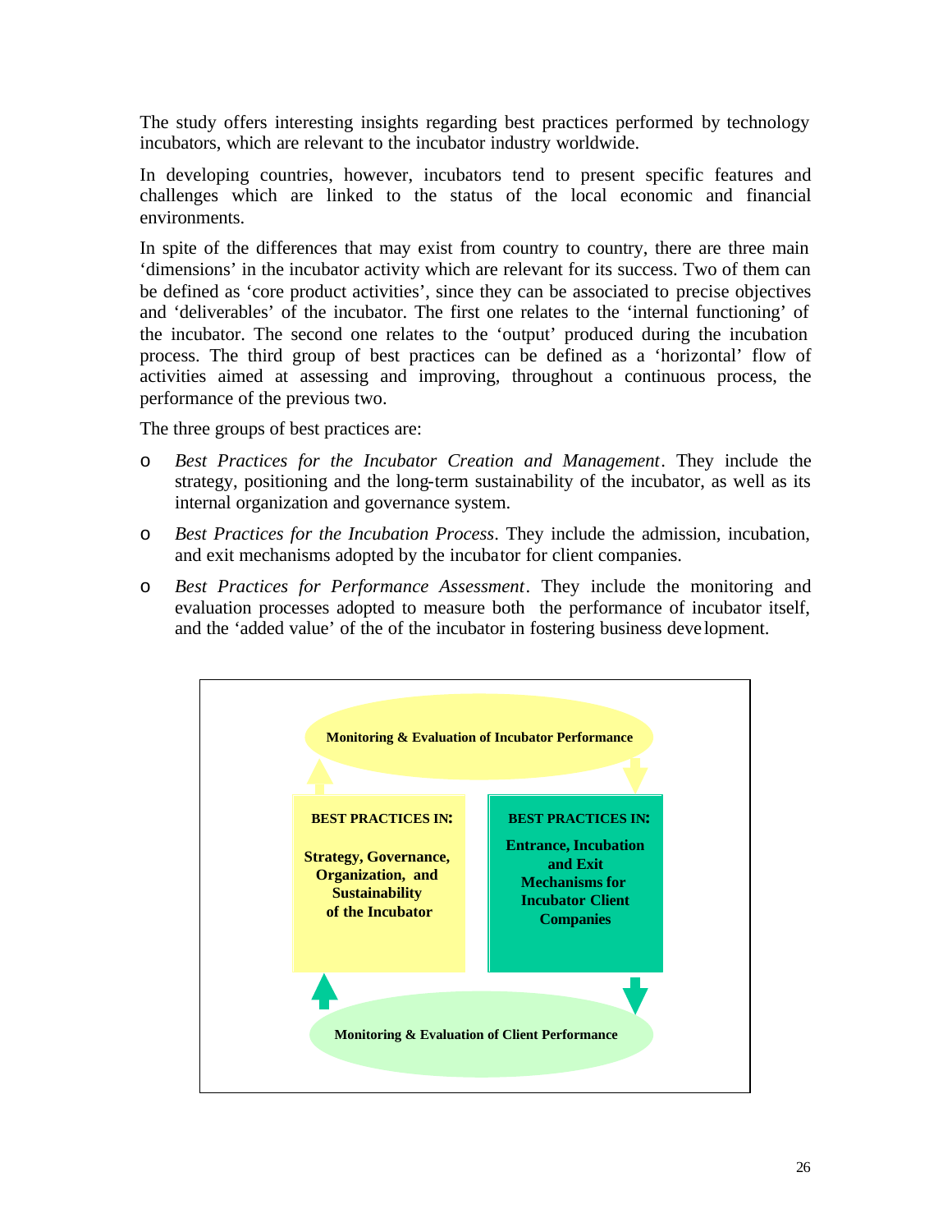The study offers interesting insights regarding best practices performed by technology incubators, which are relevant to the incubator industry worldwide.

In developing countries, however, incubators tend to present specific features and challenges which are linked to the status of the local economic and financial environments.

In spite of the differences that may exist from country to country, there are three main 'dimensions' in the incubator activity which are relevant for its success. Two of them can be defined as 'core product activities', since they can be associated to precise objectives and 'deliverables' of the incubator. The first one relates to the 'internal functioning' of the incubator. The second one relates to the 'output' produced during the incubation process. The third group of best practices can be defined as a 'horizontal' flow of activities aimed at assessing and improving, throughout a continuous process, the performance of the previous two.

The three groups of best practices are:

- *Best Practices for the Incubator Creation and Management*. They include the strategy, positioning and the long-term sustainability of the incubator, as well as its internal organization and governance system.
- *Best Practices for the Incubation Process*. They include the admission, incubation, and exit mechanisms adopted by the incubator for client companies.
- *Best Practices for Performance Assessment*. They include the monitoring and evaluation processes adopted to measure both the performance of incubator itself, and the 'added value' of the of the incubator in fostering business development.

**Monitoring & Evaluation of Incubator Performance**

**BEST PRACTICES IN:** **Strategy, Governance, Organization, and Sustainability of the Incubator**

**BEST PRACTICES IN:** **Entrance, Incubation and Exit Mechanisms for Incubator Client Companies**

**Monitoring & Evaluation of Client Performance**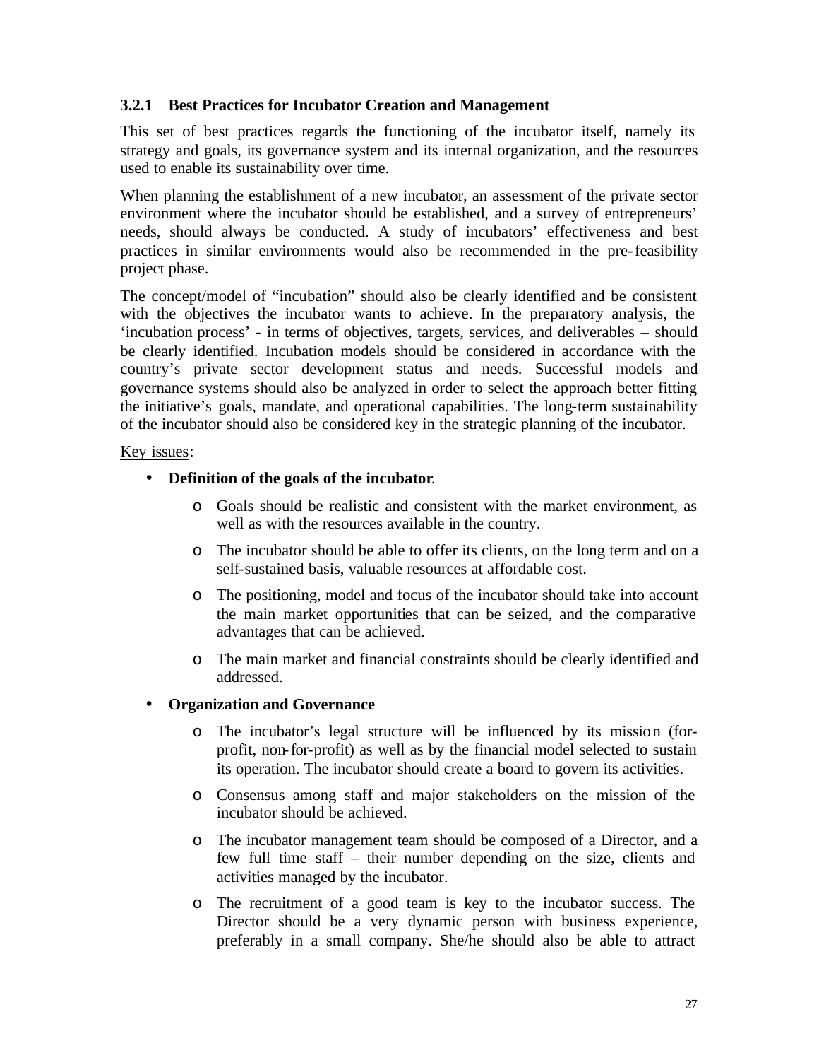### 3.2.1 Best Practices for Incubator Creation and Management

This set of best practices regards the functioning of the incubator itself, namely its strategy and goals, its governance system and its internal organization, and the resources used to enable its sustainability over time.

When planning the establishment of a new incubator, an assessment of the private sector environment where the incubator should be established, and a survey of entrepreneurs' needs, should always be conducted. A study of incubators' effectiveness and best practices in similar environments would also be recommended in the pre-feasibility project phase.

The concept/model of "incubation" should also be clearly identified and be consistent with the objectives the incubator wants to achieve. In the preparatory analysis, the 'incubation process' - in terms of objectives, targets, services, and deliverables – should be clearly identified. Incubation models should be considered in accordance with the country's private sector development status and needs. Successful models and governance systems should also be analyzed in order to select the approach better fitting the initiative's goals, mandate, and operational capabilities. The long-term sustainability of the incubator should also be considered key in the strategic planning of the incubator.

<u>Key issues</u>:

- **Definition of the goals of the incubator**.
  - Goals should be realistic and consistent with the market environment, as well as with the resources available in the country.
  - The incubator should be able to offer its clients, on the long term and on a self-sustained basis, valuable resources at affordable cost.
  - The positioning, model and focus of the incubator should take into account the main market opportunities that can be seized, and the comparative advantages that can be achieved.
  - The main market and financial constraints should be clearly identified and addressed.
- **Organization and Governance**
  - The incubator's legal structure will be influenced by its mission (for-profit, non-for-profit) as well as by the financial model selected to sustain its operation. The incubator should create a board to govern its activities.
  - Consensus among staff and major stakeholders on the mission of the incubator should be achieved.
  - The incubator management team should be composed of a Director, and a few full time staff – their number depending on the size, clients and activities managed by the incubator.
  - The recruitment of a good team is key to the incubator success. The Director should be a very dynamic person with business experience, preferably in a small company. She/he should also be able to attract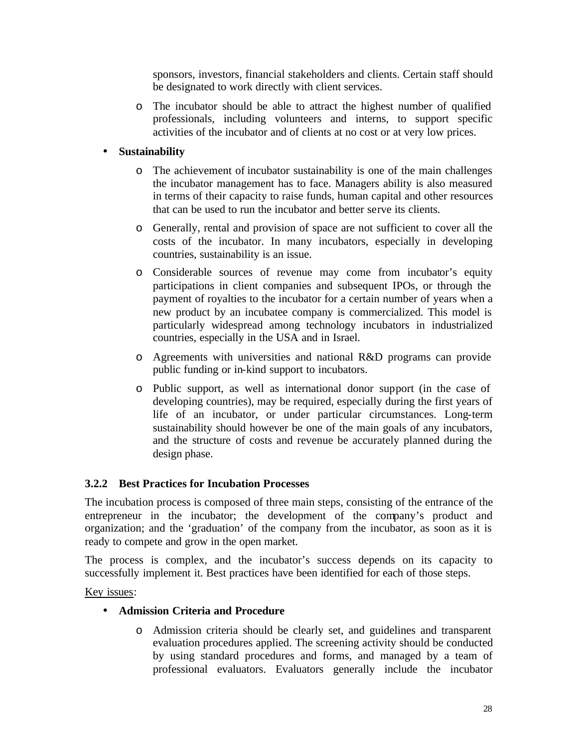- sponsors, investors, financial stakeholders and clients. Certain staff should be designated to work directly with client services.
  - The incubator should be able to attract the highest number of qualified professionals, including volunteers and interns, to support specific activities of the incubator and of clients at no cost or at very low prices.

- **Sustainability**
  - The achievement of incubator sustainability is one of the main challenges the incubator management has to face. Managers ability is also measured in terms of their capacity to raise funds, human capital and other resources that can be used to run the incubator and better serve its clients.
  - Generally, rental and provision of space are not sufficient to cover all the costs of the incubator. In many incubators, especially in developing countries, sustainability is an issue.
  - Considerable sources of revenue may come from incubator's equity participations in client companies and subsequent IPOs, or through the payment of royalties to the incubator for a certain number of years when a new product by an incubatee company is commercialized. This model is particularly widespread among technology incubators in industrialized countries, especially in the USA and in Israel.
  - Agreements with universities and national R&D programs can provide public funding or in-kind support to incubators.
  - Public support, as well as international donor support (in the case of developing countries), may be required, especially during the first years of life of an incubator, or under particular circumstances. Long-term sustainability should however be one of the main goals of any incubators, and the structure of costs and revenue be accurately planned during the design phase.

### 3.2.2 Best Practices for Incubation Processes

The incubation process is composed of three main steps, consisting of the entrance of the entrepreneur in the incubator; the development of the company's product and organization; and the 'graduation' of the company from the incubator, as soon as it is ready to compete and grow in the open market.

The process is complex, and the incubator's success depends on its capacity to successfully implement it. Best practices have been identified for each of those steps.

<u>Key issues</u>:

- **Admission Criteria and Procedure**
  - Admission criteria should be clearly set, and guidelines and transparent evaluation procedures applied. The screening activity should be conducted by using standard procedures and forms, and managed by a team of professional evaluators. Evaluators generally include the incubator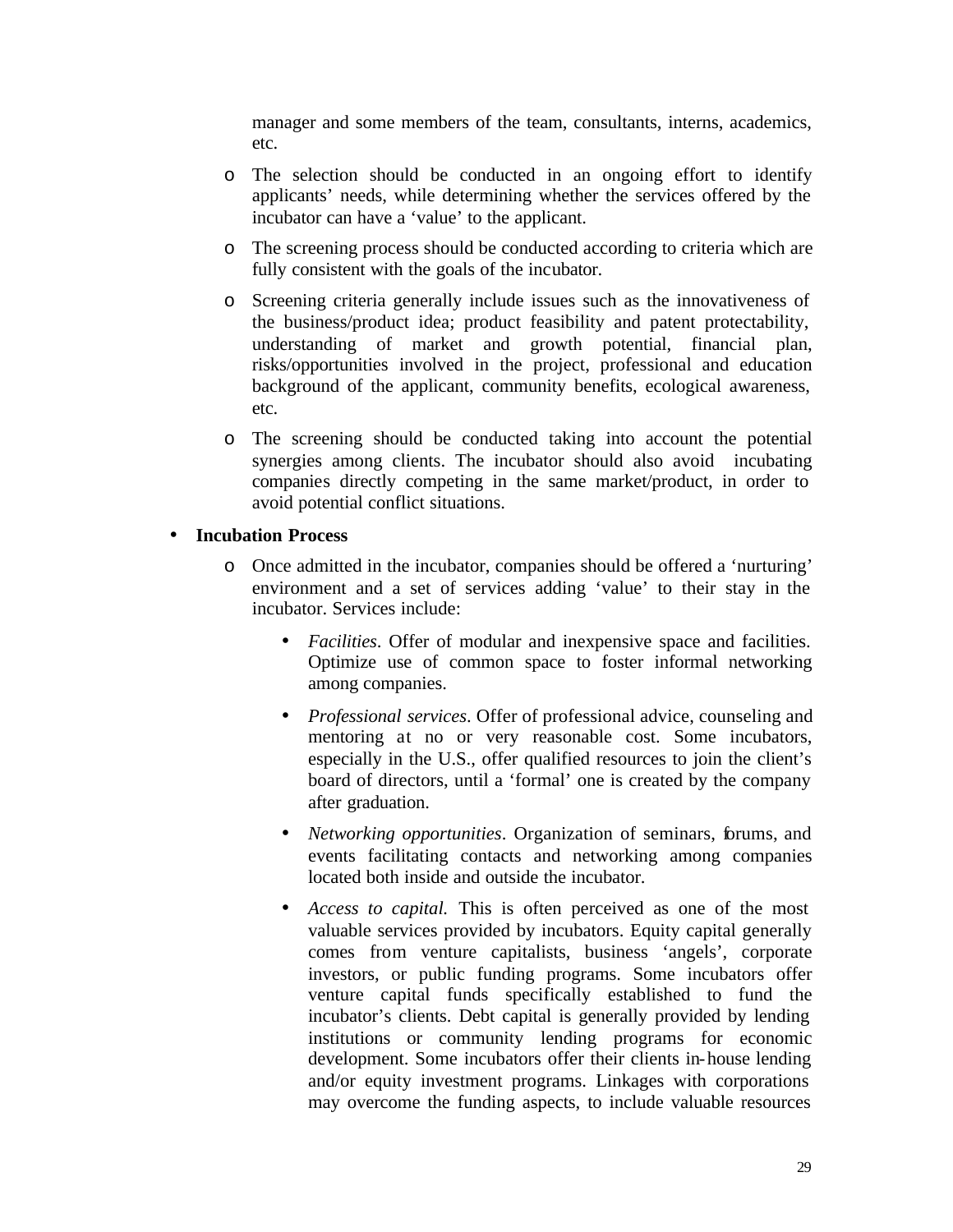manager and some members of the team, consultants, interns, academics, etc.

- The selection should be conducted in an ongoing effort to identify applicants' needs, while determining whether the services offered by the incubator can have a 'value' to the applicant.
- The screening process should be conducted according to criteria which are fully consistent with the goals of the incubator.
- Screening criteria generally include issues such as the innovativeness of the business/product idea; product feasibility and patent protectability, understanding of market and growth potential, financial plan, risks/opportunities involved in the project, professional and education background of the applicant, community benefits, ecological awareness, etc.
- The screening should be conducted taking into account the potential synergies among clients. The incubator should also avoid incubating companies directly competing in the same market/product, in order to avoid potential conflict situations.

- **Incubation Process**
  - Once admitted in the incubator, companies should be offered a 'nurturing' environment and a set of services adding 'value' to their stay in the incubator. Services include:
    - *Facilities*. Offer of modular and inexpensive space and facilities. Optimize use of common space to foster informal networking among companies.
    - *Professional services*. Offer of professional advice, counseling and mentoring at no or very reasonable cost. Some incubators, especially in the U.S., offer qualified resources to join the client's board of directors, until a 'formal' one is created by the company after graduation.
    - *Networking opportunities*. Organization of seminars, forums, and events facilitating contacts and networking among companies located both inside and outside the incubator.
    - *Access to capital.* This is often perceived as one of the most valuable services provided by incubators. Equity capital generally comes from venture capitalists, business 'angels', corporate investors, or public funding programs. Some incubators offer venture capital funds specifically established to fund the incubator's clients. Debt capital is generally provided by lending institutions or community lending programs for economic development. Some incubators offer their clients in-house lending and/or equity investment programs. Linkages with corporations may overcome the funding aspects, to include valuable resources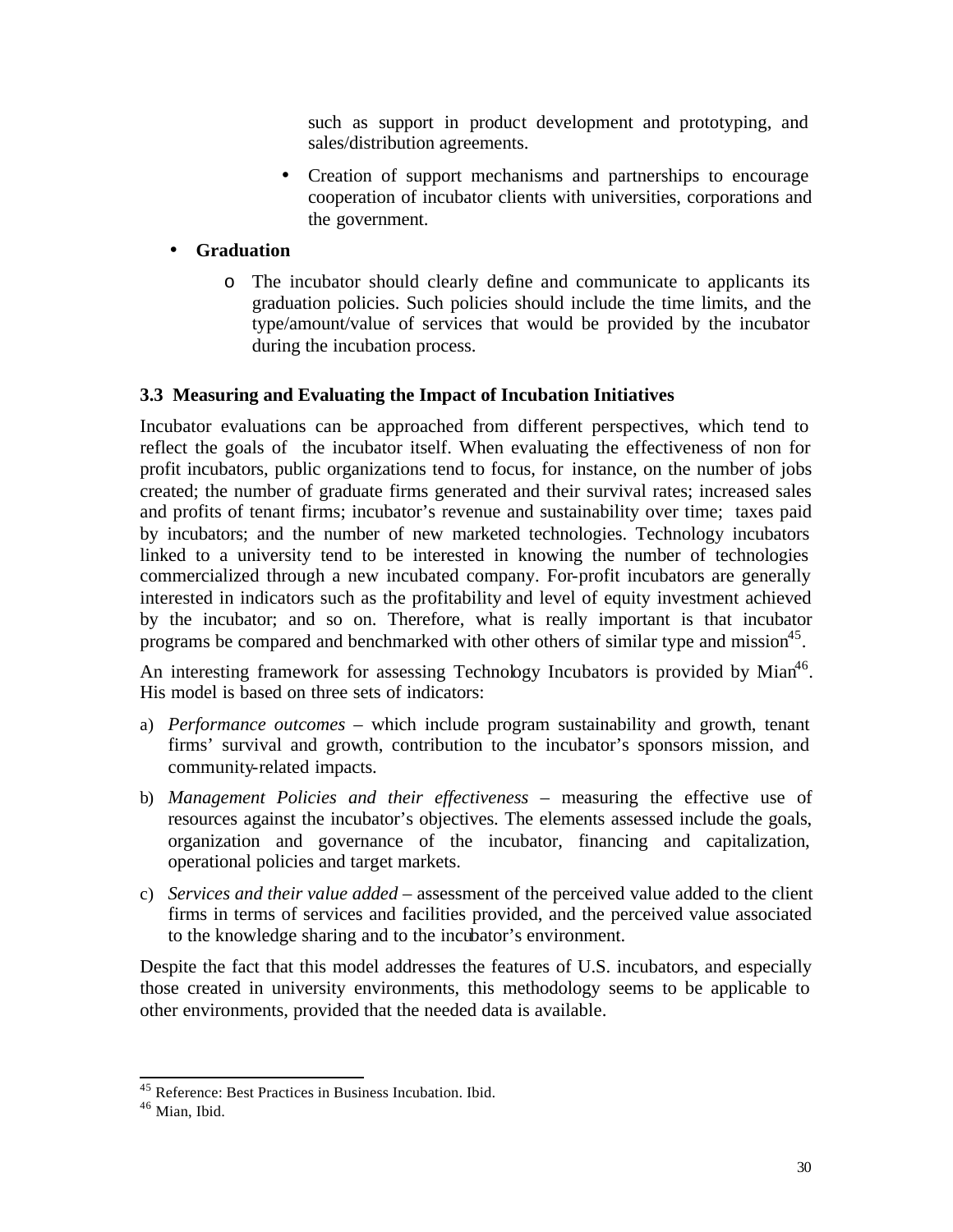such as support in product development and prototyping, and sales/distribution agreements.

- Creation of support mechanisms and partnerships to encourage cooperation of incubator clients with universities, corporations and the government.

- **Graduation**
  - The incubator should clearly define and communicate to applicants its graduation policies. Such policies should include the time limits, and the type/amount/value of services that would be provided by the incubator during the incubation process.

### 3.3 Measuring and Evaluating the Impact of Incubation Initiatives

Incubator evaluations can be approached from different perspectives, which tend to reflect the goals of the incubator itself. When evaluating the effectiveness of non for profit incubators, public organizations tend to focus, for instance, on the number of jobs created; the number of graduate firms generated and their survival rates; increased sales and profits of tenant firms; incubator's revenue and sustainability over time; taxes paid by incubators; and the number of new marketed technologies. Technology incubators linked to a university tend to be interested in knowing the number of technologies commercialized through a new incubated company. For-profit incubators are generally interested in indicators such as the profitability and level of equity investment achieved by the incubator; and so on. Therefore, what is really important is that incubator programs be compared and benchmarked with other others of similar type and mission[45].

An interesting framework for assessing Technology Incubators is provided by Mian[46]. His model is based on three sets of indicators:

a) *Performance outcomes* – which include program sustainability and growth, tenant firms' survival and growth, contribution to the incubator's sponsors mission, and community-related impacts.

b) *Management Policies and their effectiveness* – measuring the effective use of resources against the incubator's objectives. The elements assessed include the goals, organization and governance of the incubator, financing and capitalization, operational policies and target markets.

c) *Services and their value added* – assessment of the perceived value added to the client firms in terms of services and facilities provided, and the perceived value associated to the knowledge sharing and to the incubator's environment.

Despite the fact that this model addresses the features of U.S. incubators, and especially those created in university environments, this methodology seems to be applicable to other environments, provided that the needed data is available.

---

[45] Reference: Best Practices in Business Incubation. Ibid.

[46] Mian, Ibid.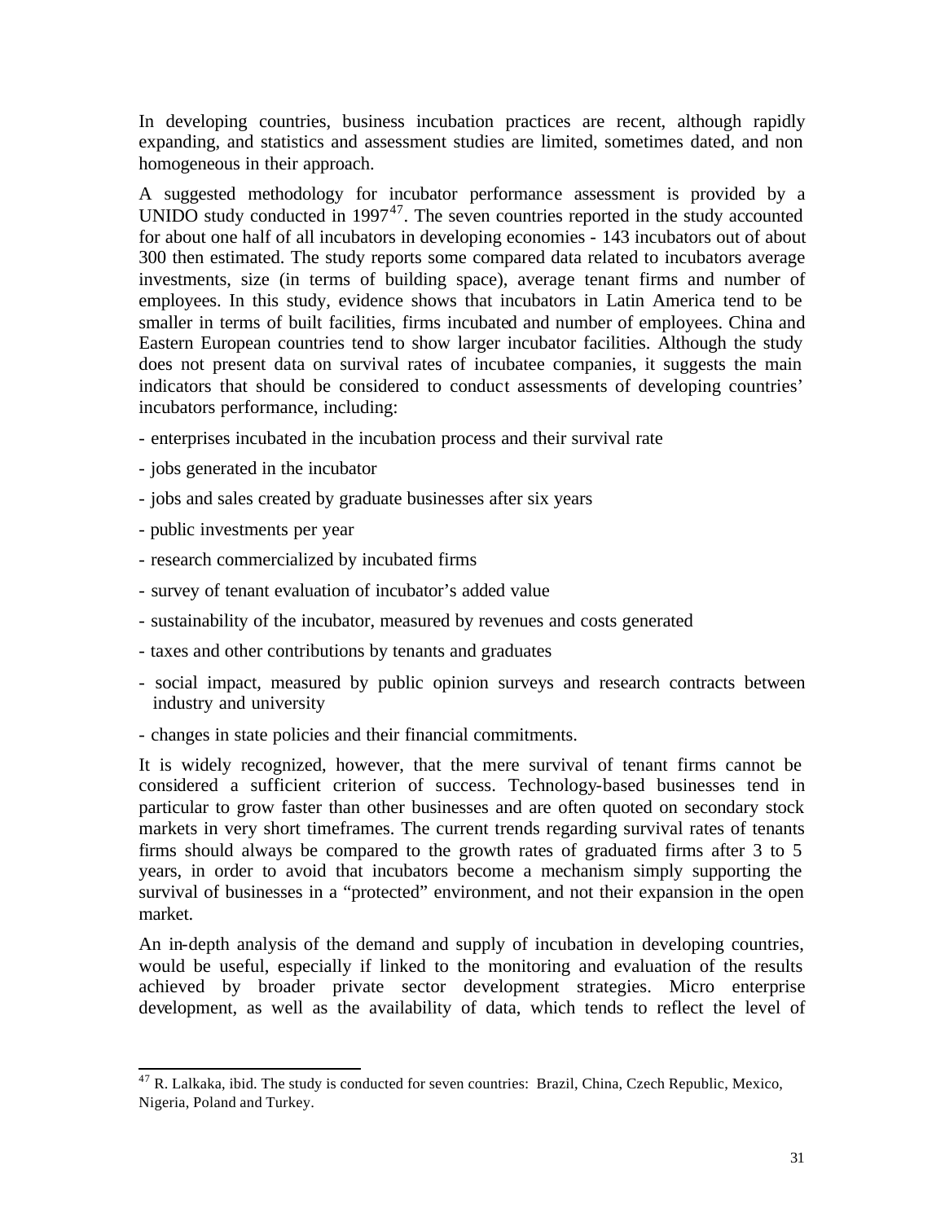In developing countries, business incubation practices are recent, although rapidly expanding, and statistics and assessment studies are limited, sometimes dated, and non homogeneous in their approach.

A suggested methodology for incubator performance assessment is provided by a UNIDO study conducted in 1997[47]. The seven countries reported in the study accounted for about one half of all incubators in developing economies - 143 incubators out of about 300 then estimated. The study reports some compared data related to incubators average investments, size (in terms of building space), average tenant firms and number of employees. In this study, evidence shows that incubators in Latin America tend to be smaller in terms of built facilities, firms incubated and number of employees. China and Eastern European countries tend to show larger incubator facilities. Although the study does not present data on survival rates of incubatee companies, it suggests the main indicators that should be considered to conduct assessments of developing countries' incubators performance, including:

- enterprises incubated in the incubation process and their survival rate
- jobs generated in the incubator
- jobs and sales created by graduate businesses after six years
- public investments per year
- research commercialized by incubated firms
- survey of tenant evaluation of incubator's added value
- sustainability of the incubator, measured by revenues and costs generated
- taxes and other contributions by tenants and graduates
- social impact, measured by public opinion surveys and research contracts between industry and university
- changes in state policies and their financial commitments.

It is widely recognized, however, that the mere survival of tenant firms cannot be considered a sufficient criterion of success. Technology-based businesses tend in particular to grow faster than other businesses and are often quoted on secondary stock markets in very short timeframes. The current trends regarding survival rates of tenants firms should always be compared to the growth rates of graduated firms after 3 to 5 years, in order to avoid that incubators become a mechanism simply supporting the survival of businesses in a "protected" environment, and not their expansion in the open market.

An in-depth analysis of the demand and supply of incubation in developing countries, would be useful, especially if linked to the monitoring and evaluation of the results achieved by broader private sector development strategies. Micro enterprise development, as well as the availability of data, which tends to reflect the level of

---

[47] R. Lalkaka, ibid. The study is conducted for seven countries: Brazil, China, Czech Republic, Mexico, Nigeria, Poland and Turkey.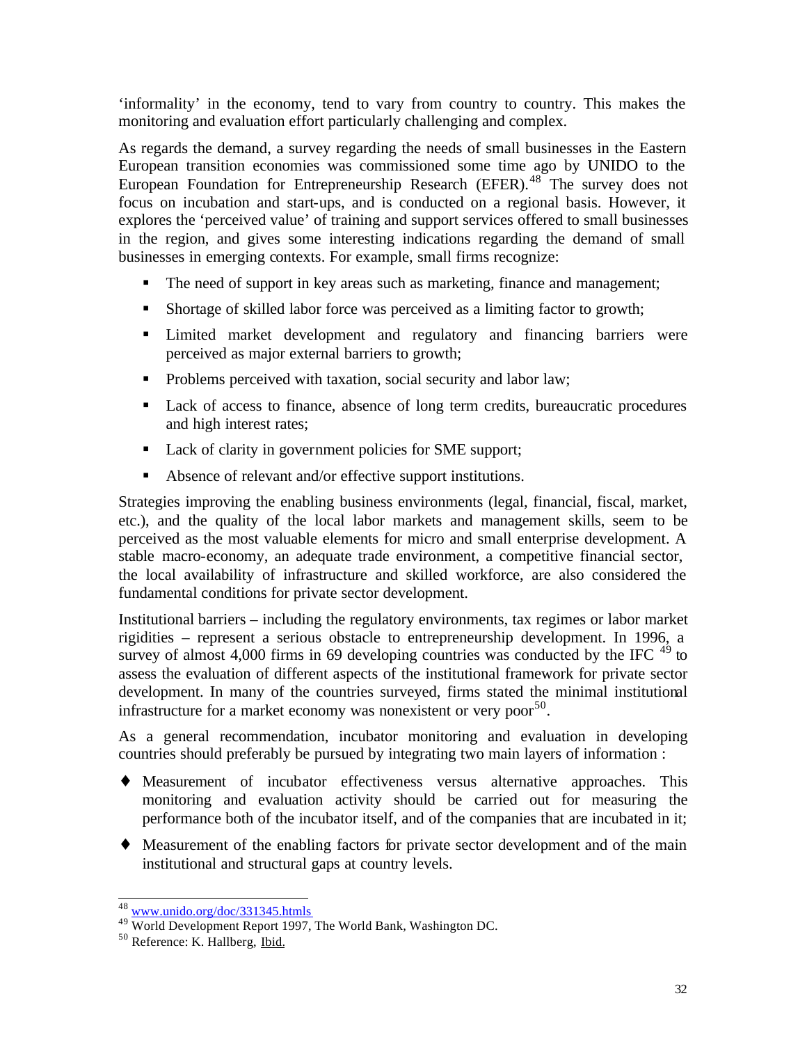'informality' in the economy, tend to vary from country to country. This makes the monitoring and evaluation effort particularly challenging and complex.

As regards the demand, a survey regarding the needs of small businesses in the Eastern European transition economies was commissioned some time ago by UNIDO to the European Foundation for Entrepreneurship Research (EFER).[48] The survey does not focus on incubation and start-ups, and is conducted on a regional basis. However, it explores the 'perceived value' of training and support services offered to small businesses in the region, and gives some interesting indications regarding the demand of small businesses in emerging contexts. For example, small firms recognize:

- The need of support in key areas such as marketing, finance and management;
- Shortage of skilled labor force was perceived as a limiting factor to growth;
- Limited market development and regulatory and financing barriers were perceived as major external barriers to growth;
- Problems perceived with taxation, social security and labor law;
- Lack of access to finance, absence of long term credits, bureaucratic procedures and high interest rates;
- Lack of clarity in government policies for SME support;
- Absence of relevant and/or effective support institutions.

Strategies improving the enabling business environments (legal, financial, fiscal, market, etc.), and the quality of the local labor markets and management skills, seem to be perceived as the most valuable elements for micro and small enterprise development. A stable macro-economy, an adequate trade environment, a competitive financial sector, the local availability of infrastructure and skilled workforce, are also considered the fundamental conditions for private sector development.

Institutional barriers – including the regulatory environments, tax regimes or labor market rigidities – represent a serious obstacle to entrepreneurship development. In 1996, a survey of almost 4,000 firms in 69 developing countries was conducted by the IFC [49] to assess the evaluation of different aspects of the institutional framework for private sector development. In many of the countries surveyed, firms stated the minimal institutional infrastructure for a market economy was nonexistent or very poor[50].

As a general recommendation, incubator monitoring and evaluation in developing countries should preferably be pursued by integrating two main layers of information :

- Measurement of incubator effectiveness versus alternative approaches. This monitoring and evaluation activity should be carried out for measuring the performance both of the incubator itself, and of the companies that are incubated in it;
- Measurement of the enabling factors for private sector development and of the main institutional and structural gaps at country levels.

---

[48] www.unido.org/doc/331345.htmls

[49] World Development Report 1997, The World Bank, Washington DC.

[50] Reference: K. Hallberg, Ibid.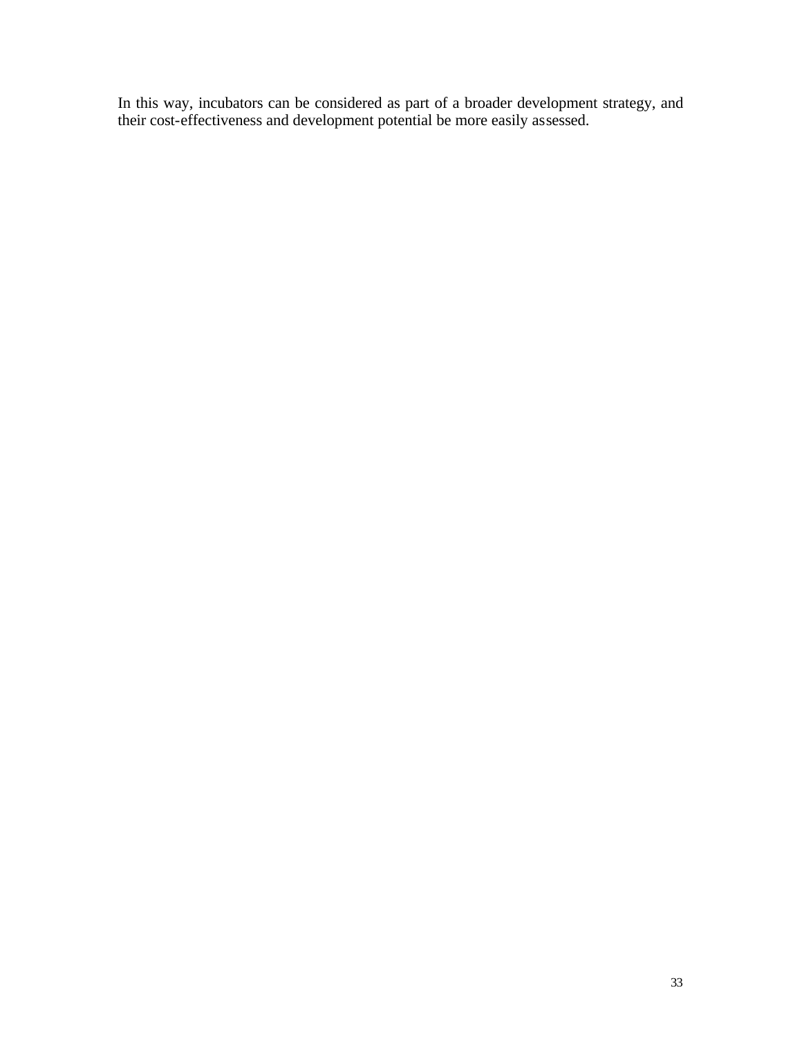In this way, incubators can be considered as part of a broader development strategy, and their cost-effectiveness and development potential be more easily assessed.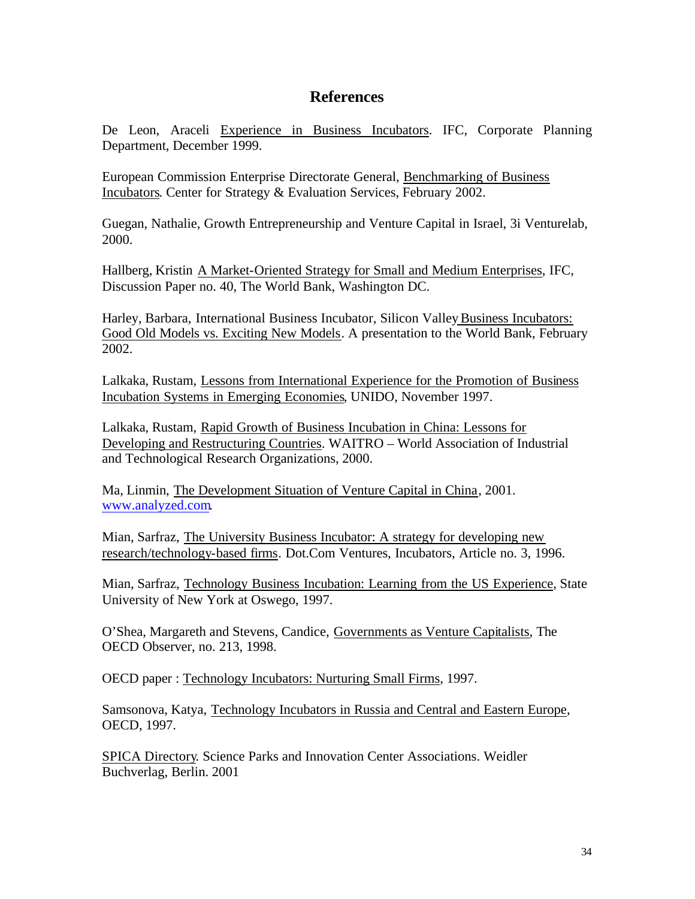# References

De Leon, Araceli Experience in Business Incubators. IFC, Corporate Planning Department, December 1999.

European Commission Enterprise Directorate General, Benchmarking of Business Incubators. Center for Strategy & Evaluation Services, February 2002.

Guegan, Nathalie, Growth Entrepreneurship and Venture Capital in Israel, 3i Venturelab, 2000.

Hallberg, Kristin A Market-Oriented Strategy for Small and Medium Enterprises, IFC, Discussion Paper no. 40, The World Bank, Washington DC.

Harley, Barbara, International Business Incubator, Silicon Valley Business Incubators: Good Old Models vs. Exciting New Models. A presentation to the World Bank, February 2002.

Lalkaka, Rustam, Lessons from International Experience for the Promotion of Business Incubation Systems in Emerging Economies, UNIDO, November 1997.

Lalkaka, Rustam, Rapid Growth of Business Incubation in China: Lessons for Developing and Restructuring Countries. WAITRO – World Association of Industrial and Technological Research Organizations, 2000.

Ma, Linmin, The Development Situation of Venture Capital in China, 2001. www.analyzed.com.

Mian, Sarfraz, The University Business Incubator: A strategy for developing new research/technology-based firms. Dot.Com Ventures, Incubators, Article no. 3, 1996.

Mian, Sarfraz, Technology Business Incubation: Learning from the US Experience, State University of New York at Oswego, 1997.

O'Shea, Margareth and Stevens, Candice, Governments as Venture Capitalists, The OECD Observer, no. 213, 1998.

OECD paper : Technology Incubators: Nurturing Small Firms, 1997.

Samsonova, Katya, Technology Incubators in Russia and Central and Eastern Europe, OECD, 1997.

SPICA Directory. Science Parks and Innovation Center Associations. Weidler Buchverlag, Berlin. 2001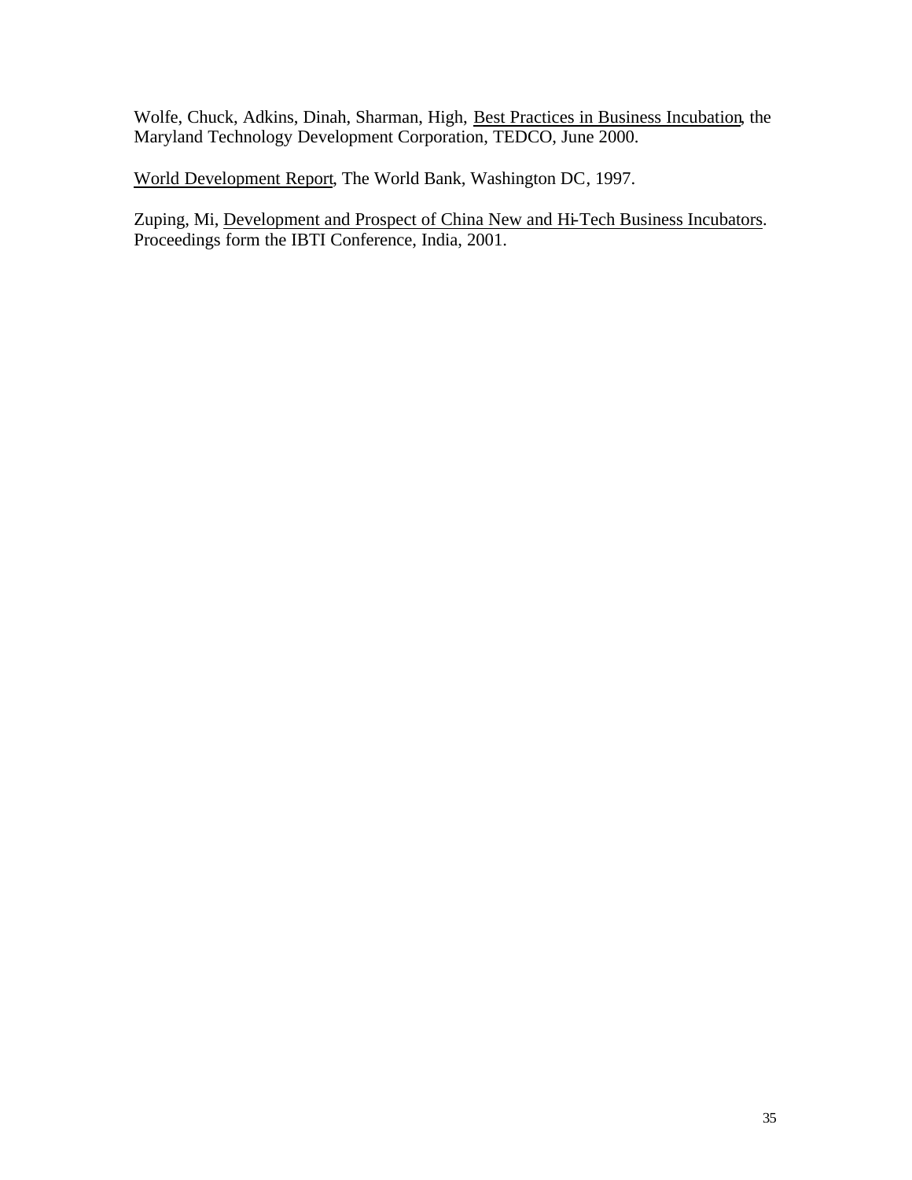Wolfe, Chuck, Adkins, Dinah, Sharman, High, Best Practices in Business Incubation, the Maryland Technology Development Corporation, TEDCO, June 2000.

World Development Report, The World Bank, Washington DC, 1997.

Zuping, Mi, Development and Prospect of China New and Hi-Tech Business Incubators. Proceedings form the IBTI Conference, India, 2001.